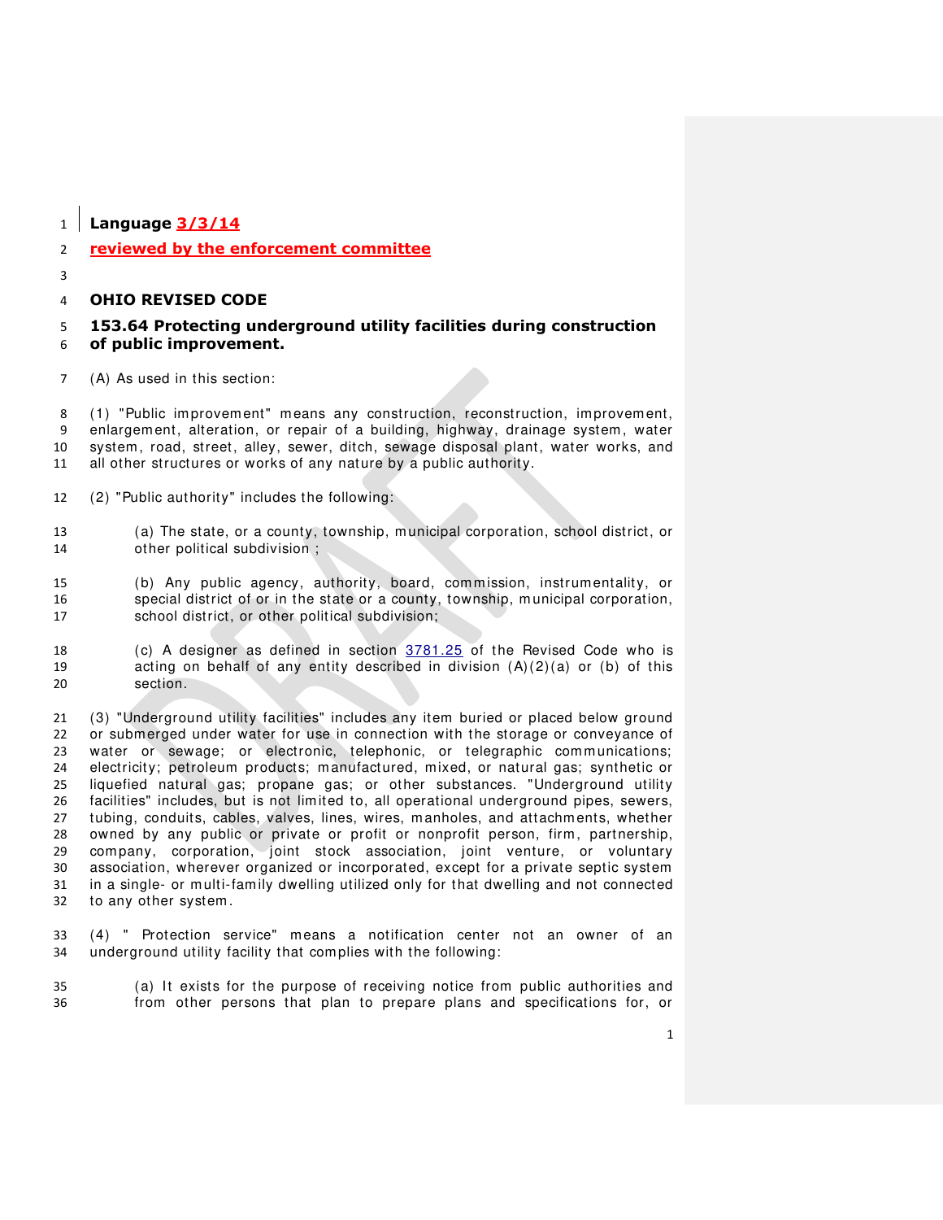**Language 3/3/14**

**reviewed by the enforcement committee**

**OHIO REVISED CODE**

## 153.64 Protecting underground utility facilities during construction of public improvement.

(A) As used in this section:

(1) "Public improvement" means any construction, reconstruction, improvement, enlargement, alteration, or repair of a building, highway, drainage system, water system, road, street, alley, sewer, ditch, sewage disposal plant, water works, and all other structures or works of any nature by a public authority.

(2) "Public authority" includes the following:

(a) The state, or a county, township, municipal corporation, school district, or other political subdivision ;

(b) Any public agency, authority, board, commission, instrumentality, or special district of or in the state or a county, township, municipal corporation, school district, or other political subdivision;

(c) A designer as defined in section 3781.25 of the Revised Code who is acting on behalf of any entity described in division (A)(2)(a) or (b) of this section.

(3) "Underground utility facilities" includes any item buried or placed below ground or submerged under water for use in connection with the storage or conveyance of water or sewage; or electronic, telephonic, or telegraphic communications; electricity; petroleum products; manufactured, mixed, or natural gas; synthetic or liquefied natural gas; propane gas; or other substances. "Underground utility facilities" includes, but is not limited to, all operational underground pipes, sewers, tubing, conduits, cables, valves, lines, wires, manholes, and attachments, whether owned by any public or private or profit or nonprofit person, firm, partnership, company, corporation, joint stock association, joint venture, or voluntary association, wherever organized or incorporated, except for a private septic system in a single- or multi-family dwelling utilized only for that dwelling and not connected to any other system.

(4) " Protection service" means a notification center not an owner of an underground utility facility that complies with the following:

(a) It exists for the purpose of receiving notice from public authorities and from other persons that plan to prepare plans and specifications for, or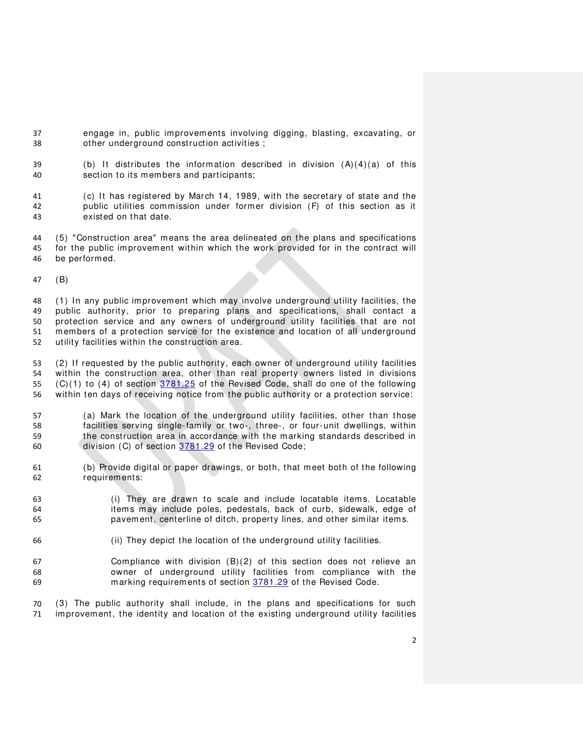engage in, public improvements involving digging, blasting, excavating, or other underground construction activities ;

(b) It distributes the information described in division (A)(4)(a) of this section to its members and participants;

(c) It has registered by March 14, 1989, with the secretary of state and the public utilities commission under former division (F) of this section as it existed on that date.

(5) "Construction area" means the area delineated on the plans and specifications for the public improvement within which the work provided for in the contract will be performed.

(B)

(1) In any public improvement which may involve underground utility facilities, the public authority, prior to preparing plans and specifications, shall contact a protection service and any owners of underground utility facilities that are not members of a protection service for the existence and location of all underground utility facilities within the construction area.

(2) If requested by the public authority, each owner of underground utility facilities within the construction area, other than real property owners listed in divisions (C)(1) to (4) of section 3781.25 of the Revised Code, shall do one of the following within ten days of receiving notice from the public authority or a protection service:

(a) Mark the location of the underground utility facilities, other than those facilities serving single-family or two-, three-, or four-unit dwellings, within the construction area in accordance with the marking standards described in division (C) of section 3781.29 of the Revised Code;

(b) Provide digital or paper drawings, or both, that meet both of the following requirements:

(i) They are drawn to scale and include locatable items. Locatable items may include poles, pedestals, back of curb, sidewalk, edge of pavement, centerline of ditch, property lines, and other similar items.

(ii) They depict the location of the underground utility facilities.

Compliance with division (B)(2) of this section does not relieve an owner of underground utility facilities from compliance with the marking requirements of section 3781.29 of the Revised Code.

(3) The public authority shall include, in the plans and specifications for such improvement, the identity and location of the existing underground utility facilities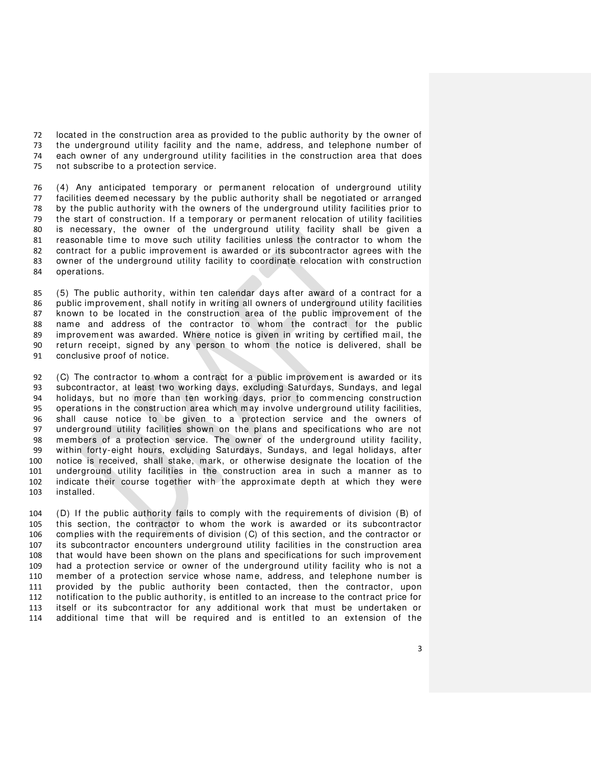located in the construction area as provided to the public authority by the owner of the underground utility facility and the name, address, and telephone number of each owner of any underground utility facilities in the construction area that does not subscribe to a protection service.

(4) Any anticipated temporary or permanent relocation of underground utility facilities deemed necessary by the public authority shall be negotiated or arranged by the public authority with the owners of the underground utility facilities prior to the start of construction. If a temporary or permanent relocation of utility facilities is necessary, the owner of the underground utility facility shall be given a reasonable time to move such utility facilities unless the contractor to whom the contract for a public improvement is awarded or its subcontractor agrees with the owner of the underground utility facility to coordinate relocation with construction operations.

(5) The public authority, within ten calendar days after award of a contract for a public improvement, shall notify in writing all owners of underground utility facilities known to be located in the construction area of the public improvement of the name and address of the contractor to whom the contract for the public improvement was awarded. Where notice is given in writing by certified mail, the return receipt, signed by any person to whom the notice is delivered, shall be conclusive proof of notice.

(C) The contractor to whom a contract for a public improvement is awarded or its subcontractor, at least two working days, excluding Saturdays, Sundays, and legal holidays, but no more than ten working days, prior to commencing construction operations in the construction area which may involve underground utility facilities, shall cause notice to be given to a protection service and the owners of underground utility facilities shown on the plans and specifications who are not members of a protection service. The owner of the underground utility facility, within forty-eight hours, excluding Saturdays, Sundays, and legal holidays, after notice is received, shall stake, mark, or otherwise designate the location of the underground utility facilities in the construction area in such a manner as to indicate their course together with the approximate depth at which they were installed.

(D) If the public authority fails to comply with the requirements of division (B) of this section, the contractor to whom the work is awarded or its subcontractor complies with the requirements of division (C) of this section, and the contractor or its subcontractor encounters underground utility facilities in the construction area that would have been shown on the plans and specifications for such improvement had a protection service or owner of the underground utility facility who is not a member of a protection service whose name, address, and telephone number is provided by the public authority been contacted, then the contractor, upon notification to the public authority, is entitled to an increase to the contract price for itself or its subcontractor for any additional work that must be undertaken or additional time that will be required and is entitled to an extension of the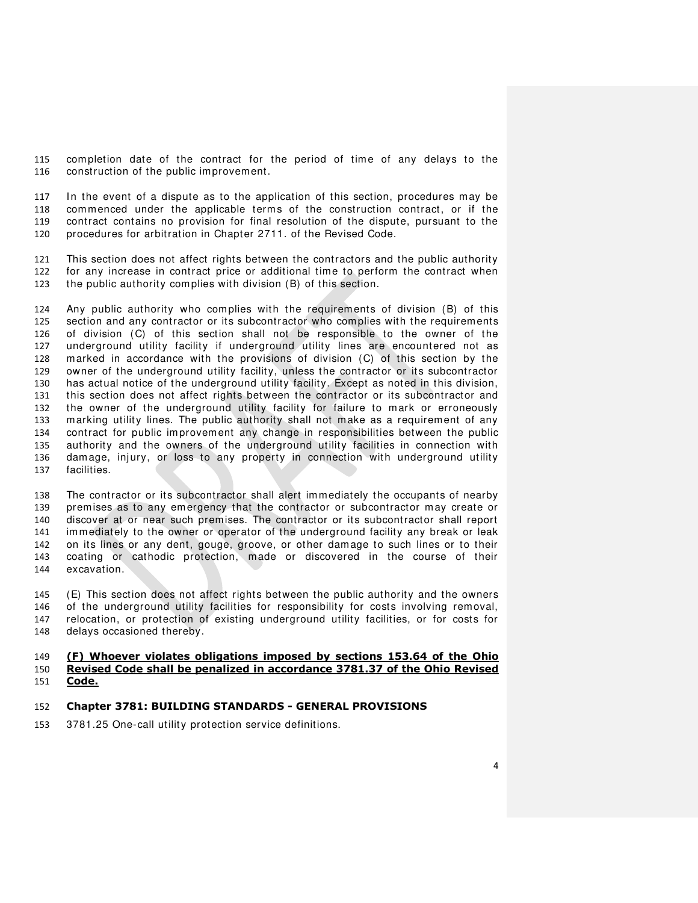completion date of the contract for the period of time of any delays to the construction of the public improvement.

In the event of a dispute as to the application of this section, procedures may be commenced under the applicable terms of the construction contract, or if the contract contains no provision for final resolution of the dispute, pursuant to the procedures for arbitration in Chapter 2711. of the Revised Code.

This section does not affect rights between the contractors and the public authority for any increase in contract price or additional time to perform the contract when the public authority complies with division (B) of this section.

Any public authority who complies with the requirements of division (B) of this section and any contractor or its subcontractor who complies with the requirements of division (C) of this section shall not be responsible to the owner of the underground utility facility if underground utility lines are encountered not as marked in accordance with the provisions of division (C) of this section by the owner of the underground utility facility, unless the contractor or its subcontractor has actual notice of the underground utility facility. Except as noted in this division, this section does not affect rights between the contractor or its subcontractor and the owner of the underground utility facility for failure to mark or erroneously marking utility lines. The public authority shall not make as a requirement of any contract for public improvement any change in responsibilities between the public authority and the owners of the underground utility facilities in connection with damage, injury, or loss to any property in connection with underground utility facilities.

The contractor or its subcontractor shall alert immediately the occupants of nearby premises as to any emergency that the contractor or subcontractor may create or discover at or near such premises. The contractor or its subcontractor shall report immediately to the owner or operator of the underground facility any break or leak on its lines or any dent, gouge, groove, or other damage to such lines or to their coating or cathodic protection, made or discovered in the course of their excavation.

(E) This section does not affect rights between the public authority and the owners of the underground utility facilities for responsibility for costs involving removal, relocation, or protection of existing underground utility facilities, or for costs for delays occasioned thereby.

**(F) Whoever violates obligations imposed by sections 153.64 of the Ohio Revised Code shall be penalized in accordance 3781.37 of the Ohio Revised Code.**

## Chapter 3781: BUILDING STANDARDS - GENERAL PROVISIONS

3781.25 One-call utility protection service definitions.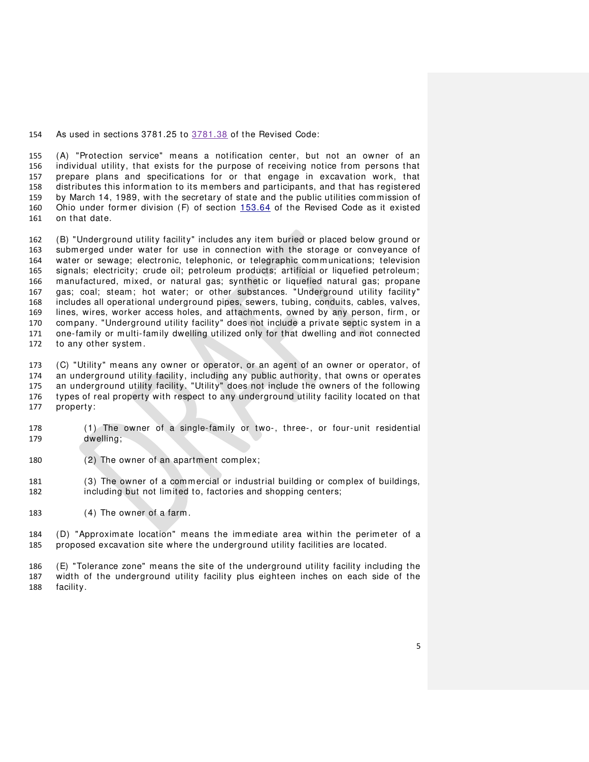As used in sections 3781.25 to 3781.38 of the Revised Code:

(A) "Protection service" means a notification center, but not an owner of an individual utility, that exists for the purpose of receiving notice from persons that prepare plans and specifications for or that engage in excavation work, that distributes this information to its members and participants, and that has registered by March 14, 1989, with the secretary of state and the public utilities commission of Ohio under former division (F) of section 153.64 of the Revised Code as it existed on that date.

(B) "Underground utility facility" includes any item buried or placed below ground or submerged under water for use in connection with the storage or conveyance of water or sewage; electronic, telephonic, or telegraphic communications; television signals; electricity; crude oil; petroleum products; artificial or liquefied petroleum; manufactured, mixed, or natural gas; synthetic or liquefied natural gas; propane gas; coal; steam; hot water; or other substances. "Underground utility facility" includes all operational underground pipes, sewers, tubing, conduits, cables, valves, lines, wires, worker access holes, and attachments, owned by any person, firm, or company. "Underground utility facility" does not include a private septic system in a one-family or multi-family dwelling utilized only for that dwelling and not connected to any other system.

(C) "Utility" means any owner or operator, or an agent of an owner or operator, of an underground utility facility, including any public authority, that owns or operates an underground utility facility. "Utility" does not include the owners of the following types of real property with respect to any underground utility facility located on that property:

(1) The owner of a single-family or two-, three-, or four-unit residential dwelling;

(2) The owner of an apartment complex;

(3) The owner of a commercial or industrial building or complex of buildings, including but not limited to, factories and shopping centers;

(4) The owner of a farm.

(D) "Approximate location" means the immediate area within the perimeter of a proposed excavation site where the underground utility facilities are located.

(E) "Tolerance zone" means the site of the underground utility facility including the width of the underground utility facility plus eighteen inches on each side of the facility.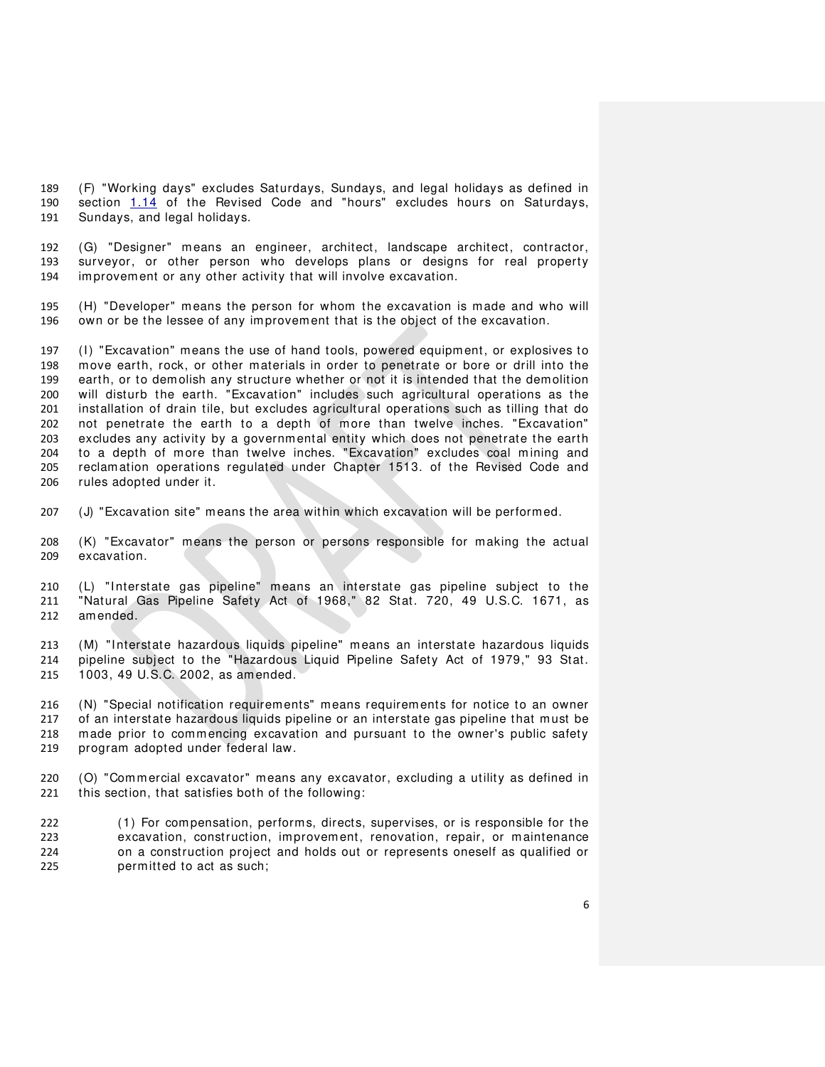(F) "Working days" excludes Saturdays, Sundays, and legal holidays as defined in section 1.14 of the Revised Code and "hours" excludes hours on Saturdays, Sundays, and legal holidays.

(G) "Designer" means an engineer, architect, landscape architect, contractor, surveyor, or other person who develops plans or designs for real property improvement or any other activity that will involve excavation.

(H) "Developer" means the person for whom the excavation is made and who will own or be the lessee of any improvement that is the object of the excavation.

(I) "Excavation" means the use of hand tools, powered equipment, or explosives to move earth, rock, or other materials in order to penetrate or bore or drill into the earth, or to demolish any structure whether or not it is intended that the demolition will disturb the earth. "Excavation" includes such agricultural operations as the installation of drain tile, but excludes agricultural operations such as tilling that do not penetrate the earth to a depth of more than twelve inches. "Excavation" excludes any activity by a governmental entity which does not penetrate the earth to a depth of more than twelve inches. "Excavation" excludes coal mining and reclamation operations regulated under Chapter 1513. of the Revised Code and rules adopted under it.

(J) "Excavation site" means the area within which excavation will be performed.

(K) "Excavator" means the person or persons responsible for making the actual excavation.

(L) "Interstate gas pipeline" means an interstate gas pipeline subject to the "Natural Gas Pipeline Safety Act of 1968," 82 Stat. 720, 49 U.S.C. 1671, as amended.

(M) "Interstate hazardous liquids pipeline" means an interstate hazardous liquids pipeline subject to the "Hazardous Liquid Pipeline Safety Act of 1979," 93 Stat. 1003, 49 U.S.C. 2002, as amended.

(N) "Special notification requirements" means requirements for notice to an owner of an interstate hazardous liquids pipeline or an interstate gas pipeline that must be made prior to commencing excavation and pursuant to the owner's public safety program adopted under federal law.

(O) "Commercial excavator" means any excavator, excluding a utility as defined in this section, that satisfies both of the following:

(1) For compensation, performs, directs, supervises, or is responsible for the excavation, construction, improvement, renovation, repair, or maintenance on a construction project and holds out or represents oneself as qualified or permitted to act as such;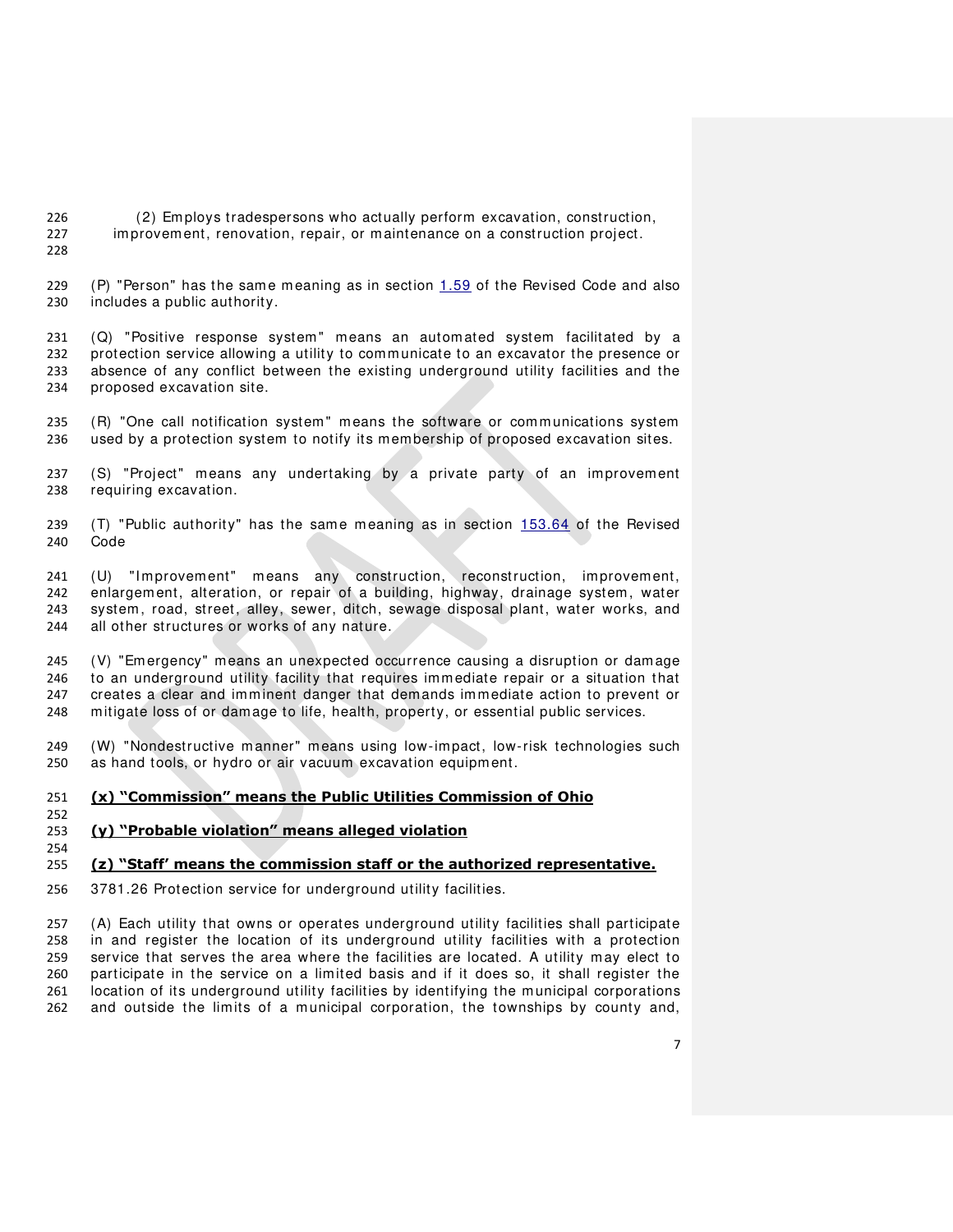(2) Employs tradespersons who actually perform excavation, construction, improvement, renovation, repair, or maintenance on a construction project.

(P) "Person" has the same meaning as in section 1.59 of the Revised Code and also includes a public authority.

(Q) "Positive response system" means an automated system facilitated by a protection service allowing a utility to communicate to an excavator the presence or absence of any conflict between the existing underground utility facilities and the proposed excavation site.

(R) "One call notification system" means the software or communications system used by a protection system to notify its membership of proposed excavation sites.

(S) "Project" means any undertaking by a private party of an improvement requiring excavation.

(T) "Public authority" has the same meaning as in section 153.64 of the Revised Code

(U) "Improvement" means any construction, reconstruction, improvement, enlargement, alteration, or repair of a building, highway, drainage system, water system, road, street, alley, sewer, ditch, sewage disposal plant, water works, and all other structures or works of any nature.

(V) "Emergency" means an unexpected occurrence causing a disruption or damage to an underground utility facility that requires immediate repair or a situation that creates a clear and imminent danger that demands immediate action to prevent or mitigate loss of or damage to life, health, property, or essential public services.

(W) "Nondestructive manner" means using low-impact, low-risk technologies such as hand tools, or hydro or air vacuum excavation equipment.

**(x) "Commission" means the Public Utilities Commission of Ohio**

**(y) "Probable violation" means alleged violation**

**(z) "Staff' means the commission staff or the authorized representative.**

3781.26 Protection service for underground utility facilities.

(A) Each utility that owns or operates underground utility facilities shall participate in and register the location of its underground utility facilities with a protection service that serves the area where the facilities are located. A utility may elect to participate in the service on a limited basis and if it does so, it shall register the location of its underground utility facilities by identifying the municipal corporations and outside the limits of a municipal corporation, the townships by county and,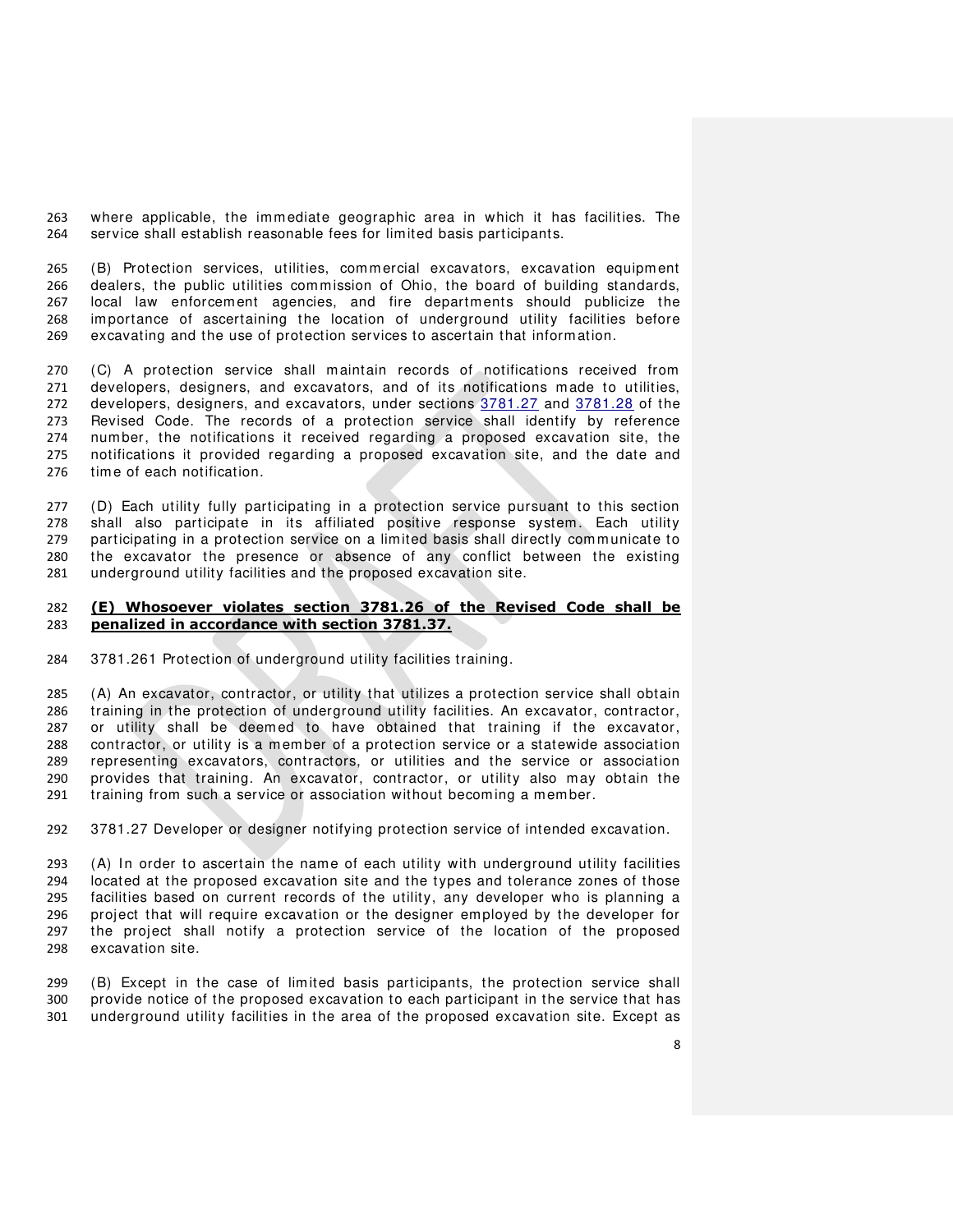where applicable, the immediate geographic area in which it has facilities. The service shall establish reasonable fees for limited basis participants.

(B) Protection services, utilities, commercial excavators, excavation equipment dealers, the public utilities commission of Ohio, the board of building standards, local law enforcement agencies, and fire departments should publicize the importance of ascertaining the location of underground utility facilities before excavating and the use of protection services to ascertain that information.

(C) A protection service shall maintain records of notifications received from developers, designers, and excavators, and of its notifications made to utilities, developers, designers, and excavators, under sections 3781.27 and 3781.28 of the Revised Code. The records of a protection service shall identify by reference number, the notifications it received regarding a proposed excavation site, the notifications it provided regarding a proposed excavation site, and the date and time of each notification.

(D) Each utility fully participating in a protection service pursuant to this section shall also participate in its affiliated positive response system. Each utility participating in a protection service on a limited basis shall directly communicate to the excavator the presence or absence of any conflict between the existing underground utility facilities and the proposed excavation site.

**(E) Whosoever violates section 3781.26 of the Revised Code shall be penalized in accordance with section 3781.37.**

3781.261 Protection of underground utility facilities training.

(A) An excavator, contractor, or utility that utilizes a protection service shall obtain training in the protection of underground utility facilities. An excavator, contractor, or utility shall be deemed to have obtained that training if the excavator, contractor, or utility is a member of a protection service or a statewide association representing excavators, contractors, or utilities and the service or association provides that training. An excavator, contractor, or utility also may obtain the training from such a service or association without becoming a member.

3781.27 Developer or designer notifying protection service of intended excavation.

(A) In order to ascertain the name of each utility with underground utility facilities located at the proposed excavation site and the types and tolerance zones of those facilities based on current records of the utility, any developer who is planning a project that will require excavation or the designer employed by the developer for the project shall notify a protection service of the location of the proposed excavation site.

(B) Except in the case of limited basis participants, the protection service shall provide notice of the proposed excavation to each participant in the service that has underground utility facilities in the area of the proposed excavation site. Except as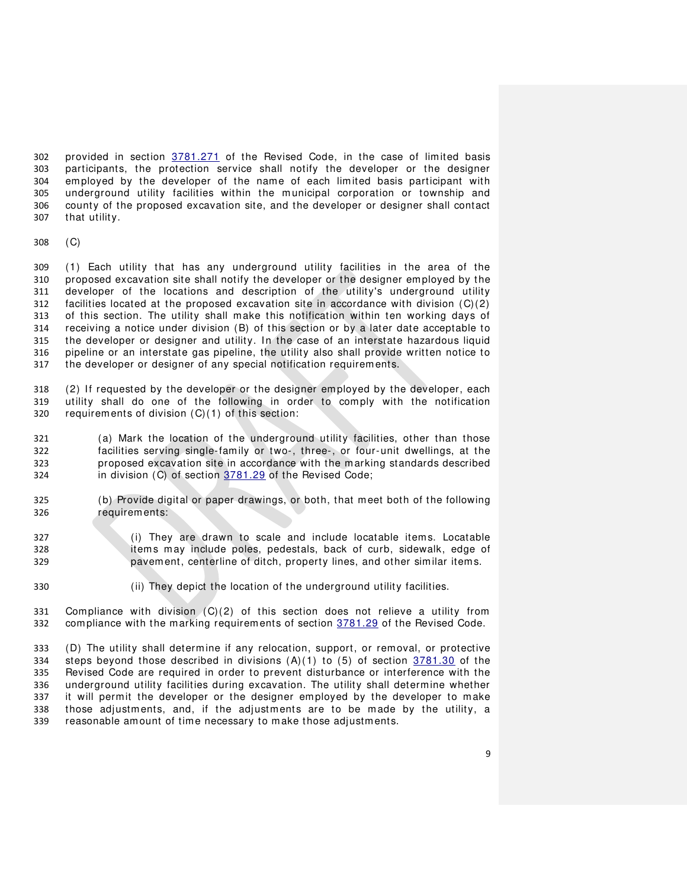provided in section 3781.271 of the Revised Code, in the case of limited basis participants, the protection service shall notify the developer or the designer employed by the developer of the name of each limited basis participant with underground utility facilities within the municipal corporation or township and county of the proposed excavation site, and the developer or designer shall contact that utility.

(C)

(1) Each utility that has any underground utility facilities in the area of the proposed excavation site shall notify the developer or the designer employed by the developer of the locations and description of the utility's underground utility facilities located at the proposed excavation site in accordance with division (C)(2) of this section. The utility shall make this notification within ten working days of receiving a notice under division (B) of this section or by a later date acceptable to the developer or designer and utility. In the case of an interstate hazardous liquid pipeline or an interstate gas pipeline, the utility also shall provide written notice to the developer or designer of any special notification requirements.

(2) If requested by the developer or the designer employed by the developer, each utility shall do one of the following in order to comply with the notification requirements of division (C)(1) of this section:

> (a) Mark the location of the underground utility facilities, other than those facilities serving single-family or two-, three-, or four-unit dwellings, at the proposed excavation site in accordance with the marking standards described in division (C) of section 3781.29 of the Revised Code;
>
> (b) Provide digital or paper drawings, or both, that meet both of the following requirements:
>
> > (i) They are drawn to scale and include locatable items. Locatable items may include poles, pedestals, back of curb, sidewalk, edge of pavement, centerline of ditch, property lines, and other similar items.
> >
> > (ii) They depict the location of the underground utility facilities.

Compliance with division (C)(2) of this section does not relieve a utility from compliance with the marking requirements of section 3781.29 of the Revised Code.

(D) The utility shall determine if any relocation, support, or removal, or protective steps beyond those described in divisions (A)(1) to (5) of section 3781.30 of the Revised Code are required in order to prevent disturbance or interference with the underground utility facilities during excavation. The utility shall determine whether it will permit the developer or the designer employed by the developer to make those adjustments, and, if the adjustments are to be made by the utility, a reasonable amount of time necessary to make those adjustments.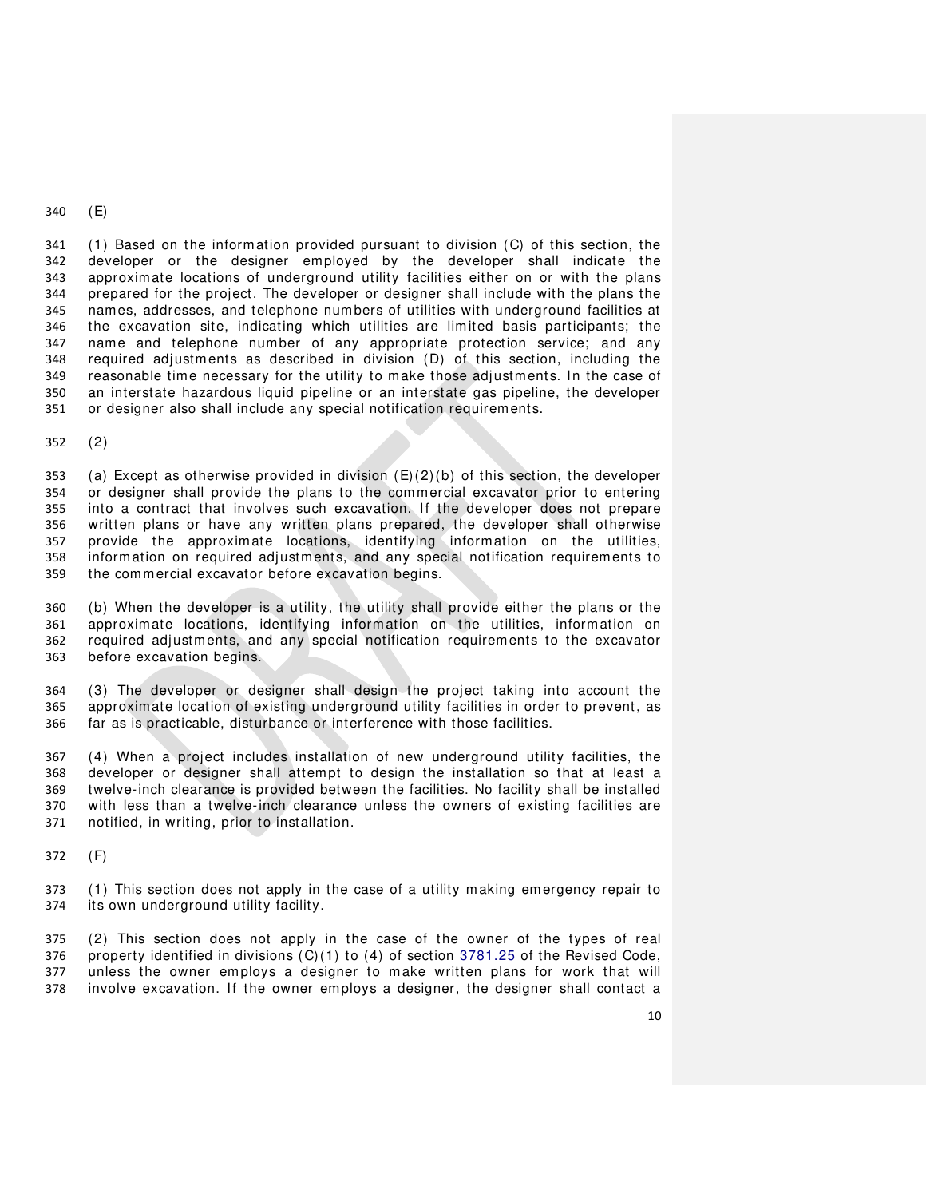(E)

(1) Based on the information provided pursuant to division (C) of this section, the developer or the designer employed by the developer shall indicate the approximate locations of underground utility facilities either on or with the plans prepared for the project. The developer or designer shall include with the plans the names, addresses, and telephone numbers of utilities with underground facilities at the excavation site, indicating which utilities are limited basis participants; the name and telephone number of any appropriate protection service; and any required adjustments as described in division (D) of this section, including the reasonable time necessary for the utility to make those adjustments. In the case of an interstate hazardous liquid pipeline or an interstate gas pipeline, the developer or designer also shall include any special notification requirements.

(2)

(a) Except as otherwise provided in division (E)(2)(b) of this section, the developer or designer shall provide the plans to the commercial excavator prior to entering into a contract that involves such excavation. If the developer does not prepare written plans or have any written plans prepared, the developer shall otherwise provide the approximate locations, identifying information on the utilities, information on required adjustments, and any special notification requirements to the commercial excavator before excavation begins.

(b) When the developer is a utility, the utility shall provide either the plans or the approximate locations, identifying information on the utilities, information on required adjustments, and any special notification requirements to the excavator before excavation begins.

(3) The developer or designer shall design the project taking into account the approximate location of existing underground utility facilities in order to prevent, as far as is practicable, disturbance or interference with those facilities.

(4) When a project includes installation of new underground utility facilities, the developer or designer shall attempt to design the installation so that at least a twelve-inch clearance is provided between the facilities. No facility shall be installed with less than a twelve-inch clearance unless the owners of existing facilities are notified, in writing, prior to installation.

(F)

(1) This section does not apply in the case of a utility making emergency repair to its own underground utility facility.

(2) This section does not apply in the case of the owner of the types of real property identified in divisions (C)(1) to (4) of section 3781.25 of the Revised Code, unless the owner employs a designer to make written plans for work that will involve excavation. If the owner employs a designer, the designer shall contact a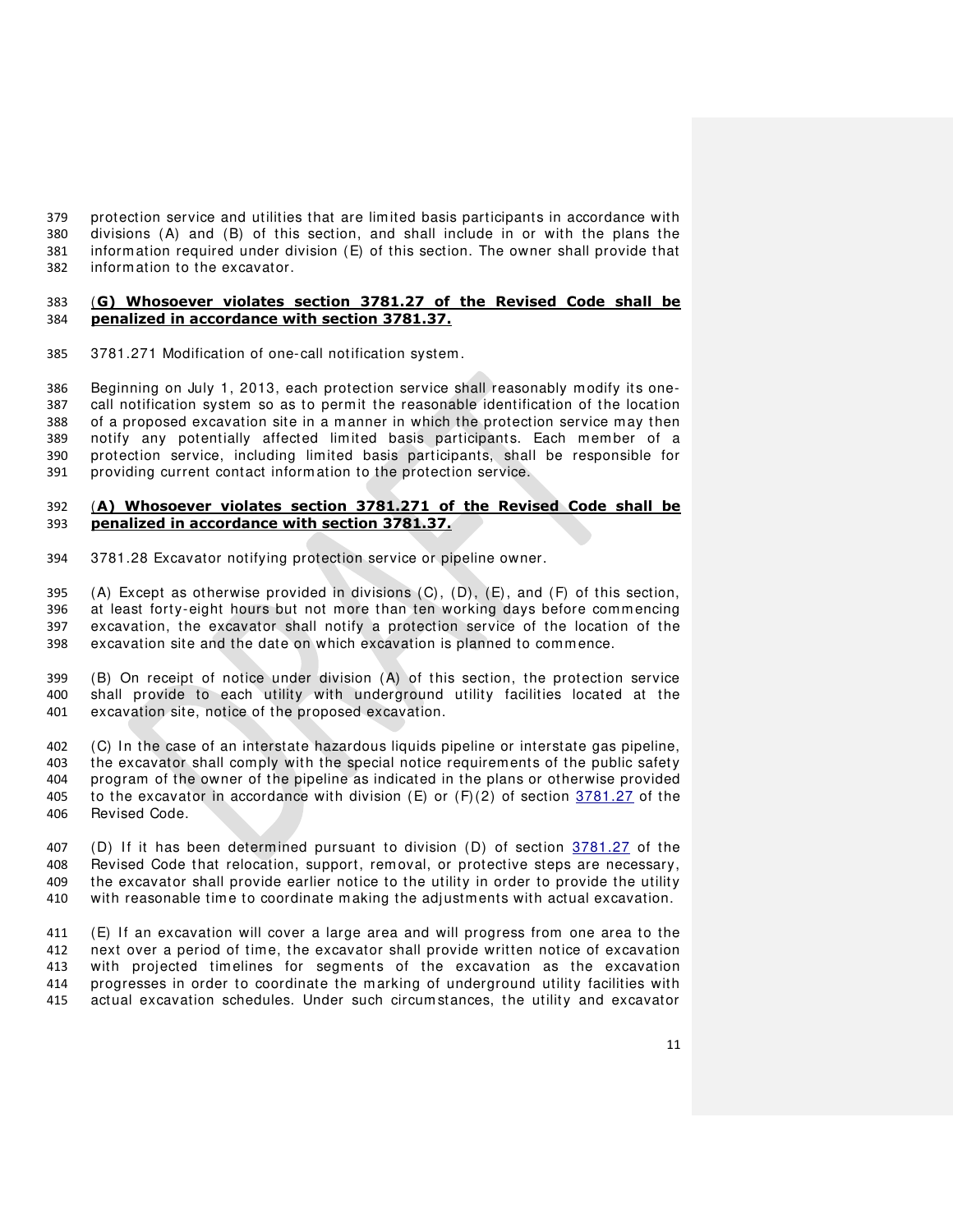protection service and utilities that are limited basis participants in accordance with divisions (A) and (B) of this section, and shall include in or with the plans the information required under division (E) of this section. The owner shall provide that information to the excavator.

(**G) Whosoever violates section 3781.27 of the Revised Code shall be penalized in accordance with section 3781.37.**

3781.271 Modification of one-call notification system.

Beginning on July 1, 2013, each protection service shall reasonably modify its one-call notification system so as to permit the reasonable identification of the location of a proposed excavation site in a manner in which the protection service may then notify any potentially affected limited basis participants. Each member of a protection service, including limited basis participants, shall be responsible for providing current contact information to the protection service.

(**A) Whosoever violates section 3781.271 of the Revised Code shall be penalized in accordance with section 3781.37.**

3781.28 Excavator notifying protection service or pipeline owner.

(A) Except as otherwise provided in divisions (C), (D), (E), and (F) of this section, at least forty-eight hours but not more than ten working days before commencing excavation, the excavator shall notify a protection service of the location of the excavation site and the date on which excavation is planned to commence.

(B) On receipt of notice under division (A) of this section, the protection service shall provide to each utility with underground utility facilities located at the excavation site, notice of the proposed excavation.

(C) In the case of an interstate hazardous liquids pipeline or interstate gas pipeline, the excavator shall comply with the special notice requirements of the public safety program of the owner of the pipeline as indicated in the plans or otherwise provided to the excavator in accordance with division (E) or (F)(2) of section 3781.27 of the Revised Code.

(D) If it has been determined pursuant to division (D) of section 3781.27 of the Revised Code that relocation, support, removal, or protective steps are necessary, the excavator shall provide earlier notice to the utility in order to provide the utility with reasonable time to coordinate making the adjustments with actual excavation.

(E) If an excavation will cover a large area and will progress from one area to the next over a period of time, the excavator shall provide written notice of excavation with projected timelines for segments of the excavation as the excavation progresses in order to coordinate the marking of underground utility facilities with actual excavation schedules. Under such circumstances, the utility and excavator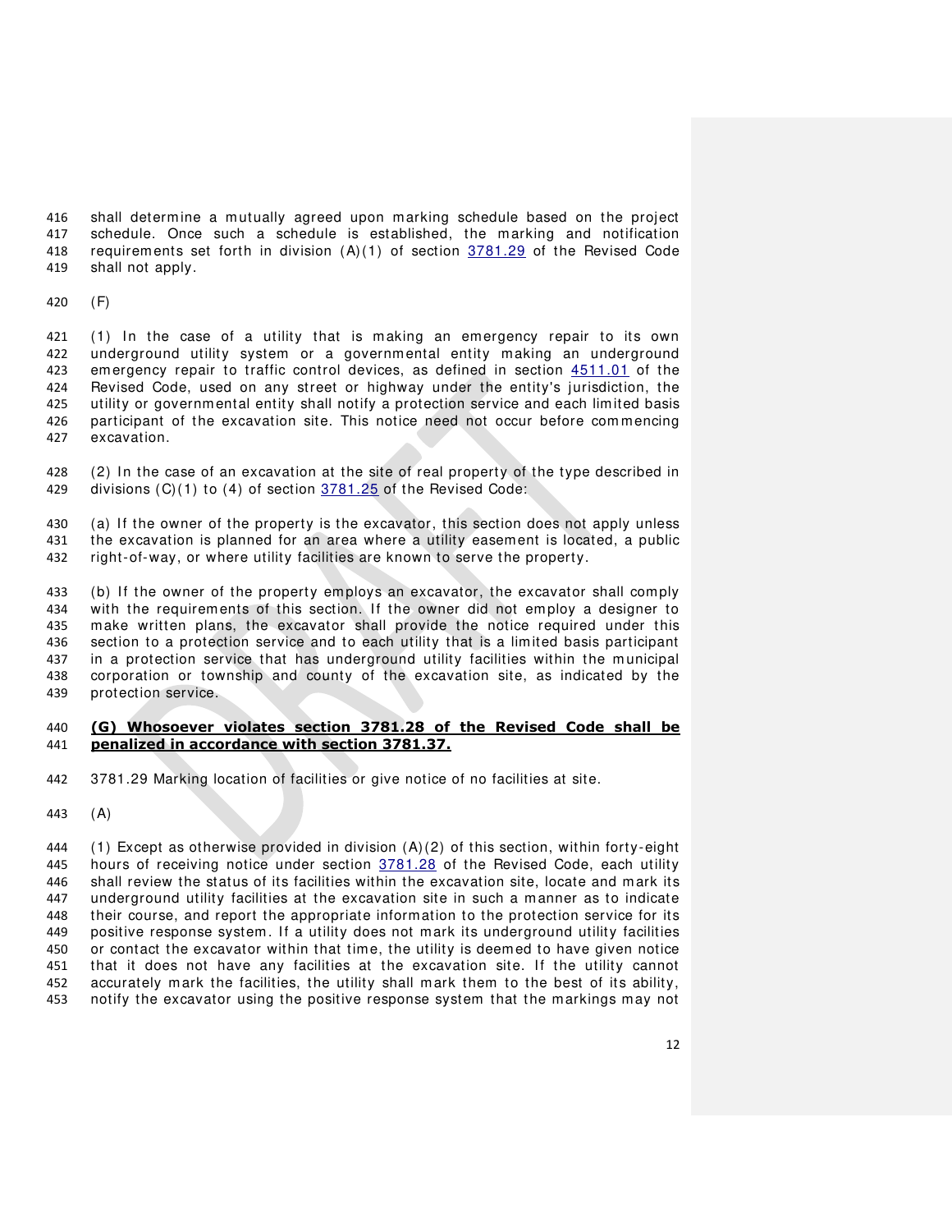shall determine a mutually agreed upon marking schedule based on the project schedule. Once such a schedule is established, the marking and notification requirements set forth in division (A)(1) of section 3781.29 of the Revised Code shall not apply.

(F)

(1) In the case of a utility that is making an emergency repair to its own underground utility system or a governmental entity making an underground emergency repair to traffic control devices, as defined in section 4511.01 of the Revised Code, used on any street or highway under the entity's jurisdiction, the utility or governmental entity shall notify a protection service and each limited basis participant of the excavation site. This notice need not occur before commencing excavation.

(2) In the case of an excavation at the site of real property of the type described in divisions (C)(1) to (4) of section 3781.25 of the Revised Code:

(a) If the owner of the property is the excavator, this section does not apply unless the excavation is planned for an area where a utility easement is located, a public right-of-way, or where utility facilities are known to serve the property.

(b) If the owner of the property employs an excavator, the excavator shall comply with the requirements of this section. If the owner did not employ a designer to make written plans, the excavator shall provide the notice required under this section to a protection service and to each utility that is a limited basis participant in a protection service that has underground utility facilities within the municipal corporation or township and county of the excavation site, as indicated by the protection service.

**(G) Whosoever violates section 3781.28 of the Revised Code shall be penalized in accordance with section 3781.37.**

3781.29 Marking location of facilities or give notice of no facilities at site.

(A)

(1) Except as otherwise provided in division (A)(2) of this section, within forty-eight hours of receiving notice under section 3781.28 of the Revised Code, each utility shall review the status of its facilities within the excavation site, locate and mark its underground utility facilities at the excavation site in such a manner as to indicate their course, and report the appropriate information to the protection service for its positive response system. If a utility does not mark its underground utility facilities or contact the excavator within that time, the utility is deemed to have given notice that it does not have any facilities at the excavation site. If the utility cannot accurately mark the facilities, the utility shall mark them to the best of its ability, notify the excavator using the positive response system that the markings may not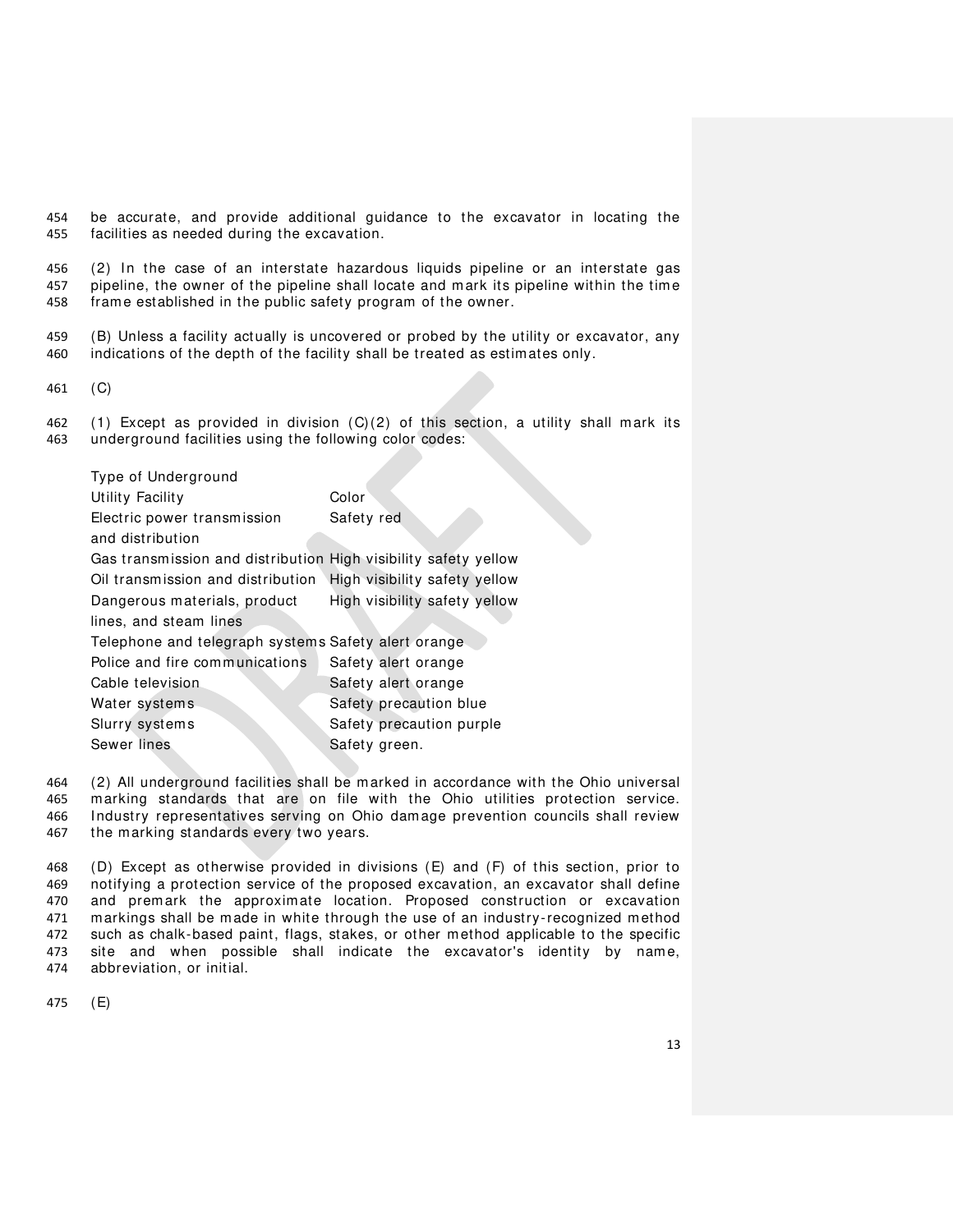be accurate, and provide additional guidance to the excavator in locating the facilities as needed during the excavation.

(2) In the case of an interstate hazardous liquids pipeline or an interstate gas pipeline, the owner of the pipeline shall locate and mark its pipeline within the time frame established in the public safety program of the owner.

(B) Unless a facility actually is uncovered or probed by the utility or excavator, any indications of the depth of the facility shall be treated as estimates only.

(C)

(1) Except as provided in division (C)(2) of this section, a utility shall mark its underground facilities using the following color codes:

| Type of Underground Utility Facility | Color |
| --- | --- |
| Electric power transmission and distribution | Safety red |
| Gas transmission and distribution | High visibility safety yellow |
| Oil transmission and distribution | High visibility safety yellow |
| Dangerous materials, product lines, and steam lines | High visibility safety yellow |
| Telephone and telegraph systems | Safety alert orange |
| Police and fire communications | Safety alert orange |
| Cable television | Safety alert orange |
| Water systems | Safety precaution blue |
| Slurry systems | Safety precaution purple |
| Sewer lines | Safety green. |

(2) All underground facilities shall be marked in accordance with the Ohio universal marking standards that are on file with the Ohio utilities protection service. Industry representatives serving on Ohio damage prevention councils shall review the marking standards every two years.

(D) Except as otherwise provided in divisions (E) and (F) of this section, prior to notifying a protection service of the proposed excavation, an excavator shall define and premark the approximate location. Proposed construction or excavation markings shall be made in white through the use of an industry-recognized method such as chalk-based paint, flags, stakes, or other method applicable to the specific site and when possible shall indicate the excavator's identity by name, abbreviation, or initial.

(E)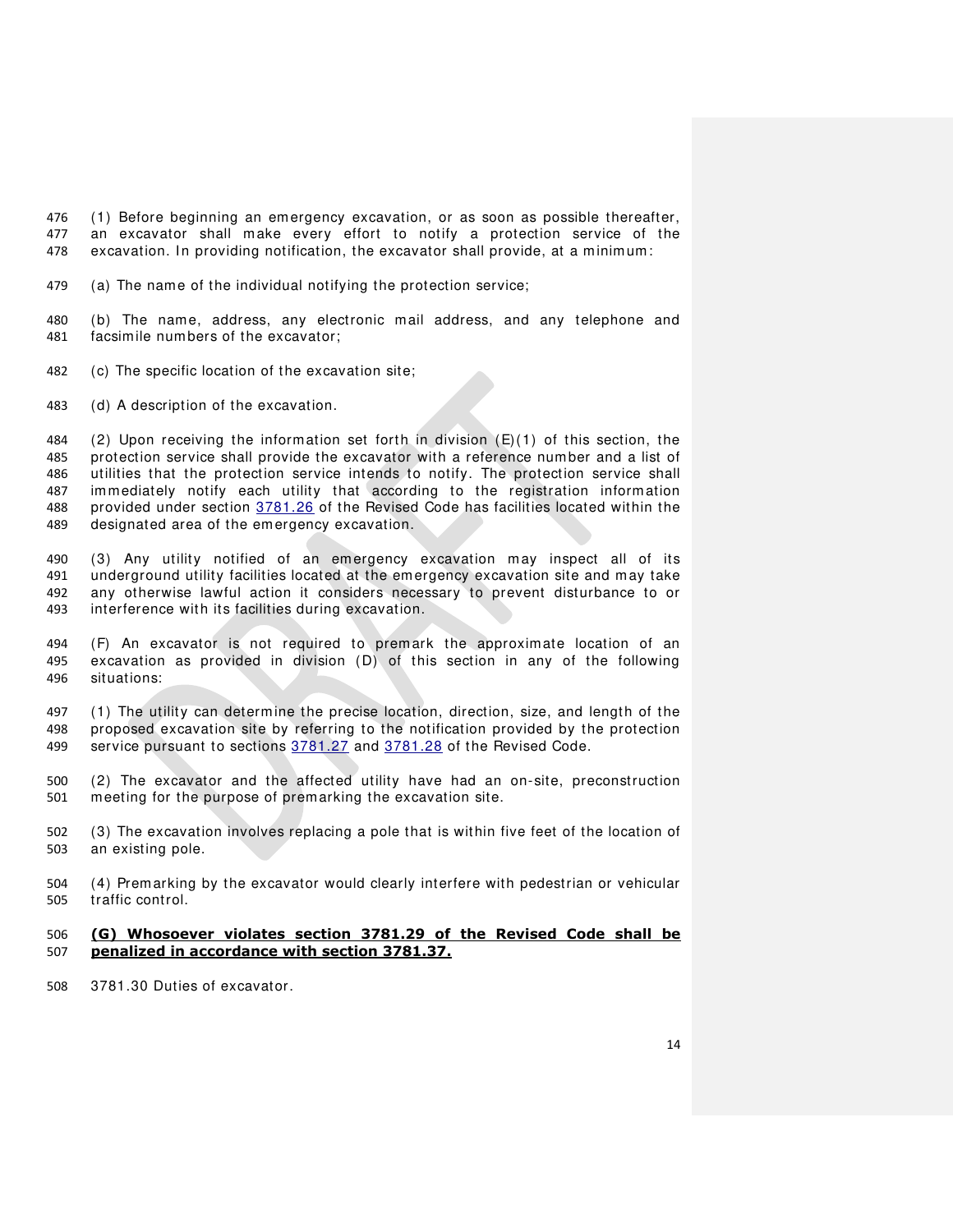(1) Before beginning an emergency excavation, or as soon as possible thereafter, an excavator shall make every effort to notify a protection service of the excavation. In providing notification, the excavator shall provide, at a minimum:

(a) The name of the individual notifying the protection service;

(b) The name, address, any electronic mail address, and any telephone and facsimile numbers of the excavator;

(c) The specific location of the excavation site;

(d) A description of the excavation.

(2) Upon receiving the information set forth in division (E)(1) of this section, the protection service shall provide the excavator with a reference number and a list of utilities that the protection service intends to notify. The protection service shall immediately notify each utility that according to the registration information provided under section 3781.26 of the Revised Code has facilities located within the designated area of the emergency excavation.

(3) Any utility notified of an emergency excavation may inspect all of its underground utility facilities located at the emergency excavation site and may take any otherwise lawful action it considers necessary to prevent disturbance to or interference with its facilities during excavation.

(F) An excavator is not required to premark the approximate location of an excavation as provided in division (D) of this section in any of the following situations:

(1) The utility can determine the precise location, direction, size, and length of the proposed excavation site by referring to the notification provided by the protection service pursuant to sections 3781.27 and 3781.28 of the Revised Code.

(2) The excavator and the affected utility have had an on-site, preconstruction meeting for the purpose of premarking the excavation site.

(3) The excavation involves replacing a pole that is within five feet of the location of an existing pole.

(4) Premarking by the excavator would clearly interfere with pedestrian or vehicular traffic control.

**(G) Whosoever violates section 3781.29 of the Revised Code shall be penalized in accordance with section 3781.37.**

3781.30 Duties of excavator.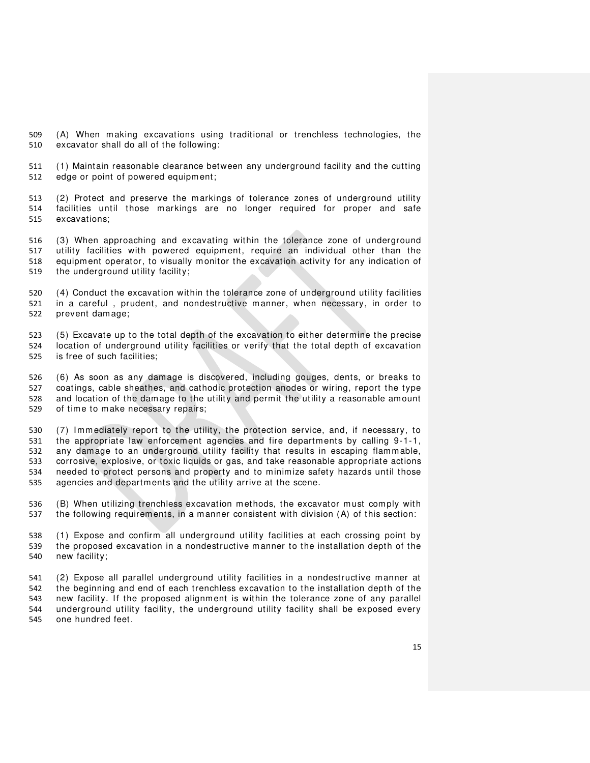(A) When making excavations using traditional or trenchless technologies, the excavator shall do all of the following:

(1) Maintain reasonable clearance between any underground facility and the cutting edge or point of powered equipment;

(2) Protect and preserve the markings of tolerance zones of underground utility facilities until those markings are no longer required for proper and safe excavations;

(3) When approaching and excavating within the tolerance zone of underground utility facilities with powered equipment, require an individual other than the equipment operator, to visually monitor the excavation activity for any indication of the underground utility facility;

(4) Conduct the excavation within the tolerance zone of underground utility facilities in a careful , prudent, and nondestructive manner, when necessary, in order to prevent damage;

(5) Excavate up to the total depth of the excavation to either determine the precise location of underground utility facilities or verify that the total depth of excavation is free of such facilities;

(6) As soon as any damage is discovered, including gouges, dents, or breaks to coatings, cable sheathes, and cathodic protection anodes or wiring, report the type and location of the damage to the utility and permit the utility a reasonable amount of time to make necessary repairs;

(7) Immediately report to the utility, the protection service, and, if necessary, to the appropriate law enforcement agencies and fire departments by calling 9-1-1, any damage to an underground utility facility that results in escaping flammable, corrosive, explosive, or toxic liquids or gas, and take reasonable appropriate actions needed to protect persons and property and to minimize safety hazards until those agencies and departments and the utility arrive at the scene.

(B) When utilizing trenchless excavation methods, the excavator must comply with the following requirements, in a manner consistent with division (A) of this section:

(1) Expose and confirm all underground utility facilities at each crossing point by the proposed excavation in a nondestructive manner to the installation depth of the new facility;

(2) Expose all parallel underground utility facilities in a nondestructive manner at the beginning and end of each trenchless excavation to the installation depth of the new facility. If the proposed alignment is within the tolerance zone of any parallel underground utility facility, the underground utility facility shall be exposed every one hundred feet.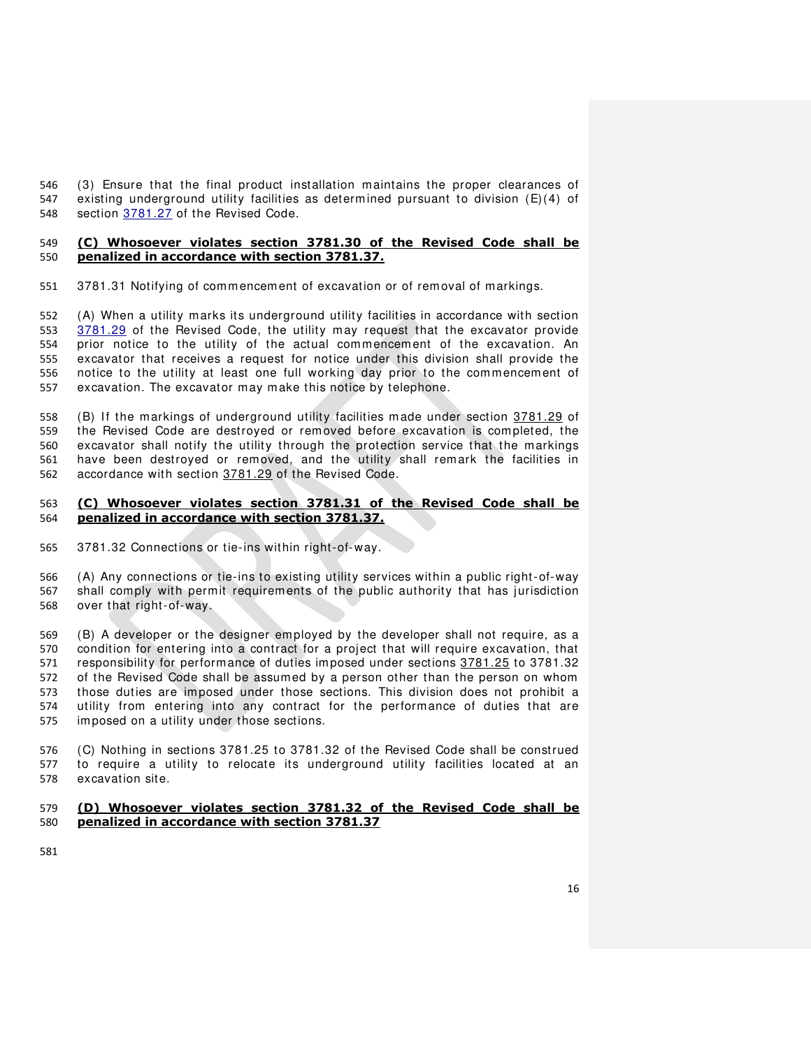(3) Ensure that the final product installation maintains the proper clearances of existing underground utility facilities as determined pursuant to division (E)(4) of section 3781.27 of the Revised Code.

**(C) Whosoever violates section 3781.30 of the Revised Code shall be penalized in accordance with section 3781.37.**

3781.31 Notifying of commencement of excavation or of removal of markings.

(A) When a utility marks its underground utility facilities in accordance with section 3781.29 of the Revised Code, the utility may request that the excavator provide prior notice to the utility of the actual commencement of the excavation. An excavator that receives a request for notice under this division shall provide the notice to the utility at least one full working day prior to the commencement of excavation. The excavator may make this notice by telephone.

(B) If the markings of underground utility facilities made under section 3781.29 of the Revised Code are destroyed or removed before excavation is completed, the excavator shall notify the utility through the protection service that the markings have been destroyed or removed, and the utility shall remark the facilities in accordance with section 3781.29 of the Revised Code.

**(C) Whosoever violates section 3781.31 of the Revised Code shall be penalized in accordance with section 3781.37.**

3781.32 Connections or tie-ins within right-of-way.

(A) Any connections or tie-ins to existing utility services within a public right-of-way shall comply with permit requirements of the public authority that has jurisdiction over that right-of-way.

(B) A developer or the designer employed by the developer shall not require, as a condition for entering into a contract for a project that will require excavation, that responsibility for performance of duties imposed under sections 3781.25 to 3781.32 of the Revised Code shall be assumed by a person other than the person on whom those duties are imposed under those sections. This division does not prohibit a utility from entering into any contract for the performance of duties that are imposed on a utility under those sections.

(C) Nothing in sections 3781.25 to 3781.32 of the Revised Code shall be construed to require a utility to relocate its underground utility facilities located at an excavation site.

**(D) Whosoever violates section 3781.32 of the Revised Code shall be penalized in accordance with section 3781.37**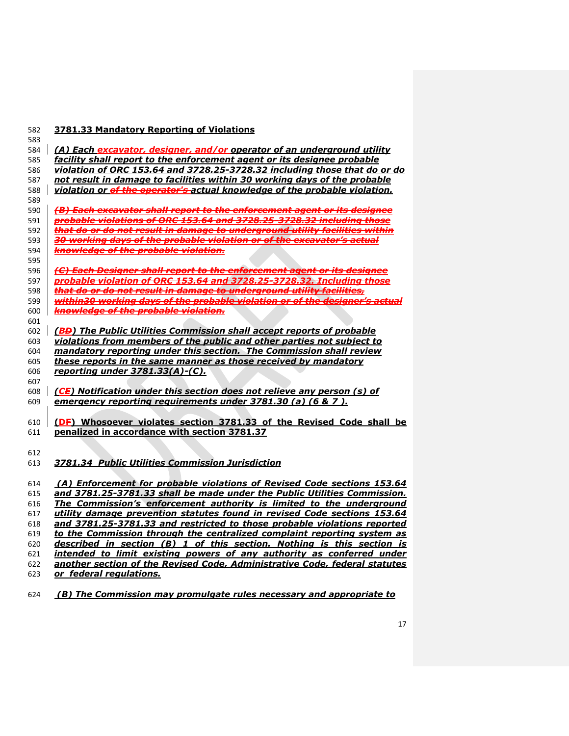**3781.33 Mandatory Reporting of Violations**

***(A) Each excavator, designer, and/or operator of an underground utility facility shall report to the enforcement agent or its designee probable violation of ORC 153.64 and 3728.25-3728.32 including those that do or do not result in damage to facilities within 30 working days of the probable violation or ~~of the operator's~~ actual knowledge of the probable violation.***

~~***(B) Each excavator shall report to the enforcement agent or its designee probable violations of ORC 153.64 and 3728.25-3728.32 including those that do or do not result in damage to underground utility facilities within 30 working days of the probable violation or of the excavator's actual knowledge of the probable violation.***~~

~~***(C) Each Designer shall report to the enforcement agent or its designee probable violation of ORC 153.64 and 3728.25-3728.32. Including those that do or do not result in damage to underground utility facilities, within30 working days of the probable violation or of the designer's actual knowledge of the probable violation.***~~

***(B~~D~~) The Public Utilities Commission shall accept reports of probable violations from members of the public and other parties not subject to mandatory reporting under this section. The Commission shall review these reports in the same manner as those received by mandatory reporting under 3781.33(A)-(C).***

***(C~~E~~) Notification under this section does not relieve any person (s) of emergency reporting requirements under 3781.30 (a) (6 & 7 ).***

**(D~~F~~) Whosoever violates section 3781.33 of the Revised Code shall be penalized in accordance with section 3781.37**

***3781.34 Public Utilities Commission Jurisdiction***

***(A) Enforcement for probable violations of Revised Code sections 153.64 and 3781.25-3781.33 shall be made under the Public Utilities Commission. The Commission's enforcement authority is limited to the underground utility damage prevention statutes found in revised Code sections 153.64 and 3781.25-3781.33 and restricted to those probable violations reported to the Commission through the centralized complaint reporting system as described in section (B) 1 of this section. Nothing is this section is intended to limit existing powers of any authority as conferred under another section of the Revised Code, Administrative Code, federal statutes or federal regulations.***

***(B) The Commission may promulgate rules necessary and appropriate to***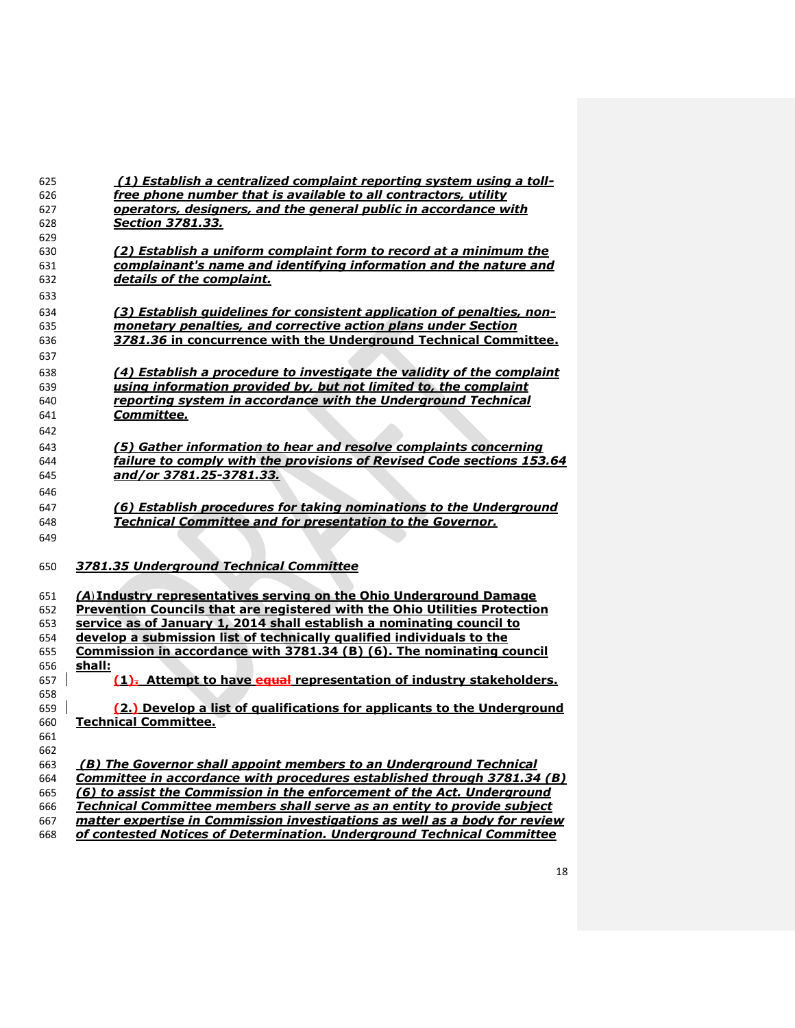***(1) Establish a centralized complaint reporting system using a toll-free phone number that is available to all contractors, utility operators, designers, and the general public in accordance with Section 3781.33.***

***(2) Establish a uniform complaint form to record at a minimum the complainant's name and identifying information and the nature and details of the complaint.***

***(3) Establish guidelines for consistent application of penalties, non-monetary penalties, and corrective action plans under Section 3781.36*** **in concurrence with the Underground Technical Committee.**

***(4) Establish a procedure to investigate the validity of the complaint using information provided by, but not limited to, the complaint reporting system in accordance with the Underground Technical Committee.***

***(5) Gather information to hear and resolve complaints concerning failure to comply with the provisions of Revised Code sections 153.64 and/or 3781.25-3781.33.***

***(6) Establish procedures for taking nominations to the Underground Technical Committee and for presentation to the Governor.***

***3781.35 Underground Technical Committee***

***(A*)** **Industry representatives serving on the Ohio Underground Damage Prevention Councils that are registered with the Ohio Utilities Protection service as of January 1, 2014 shall establish a nominating council to develop a submission list of technically qualified individuals to the Commission in accordance with 3781.34 (B) (6). The nominating council shall:**

**(1)~~.~~ Attempt to have ~~equal~~ representation of industry stakeholders.**

**(2.) Develop a list of qualifications for applicants to the Underground Technical Committee.**

***(B) The Governor shall appoint members to an Underground Technical Committee in accordance with procedures established through 3781.34 (B) (6) to assist the Commission in the enforcement of the Act. Underground Technical Committee members shall serve as an entity to provide subject matter expertise in Commission investigations as well as a body for review of contested Notices of Determination. Underground Technical Committee***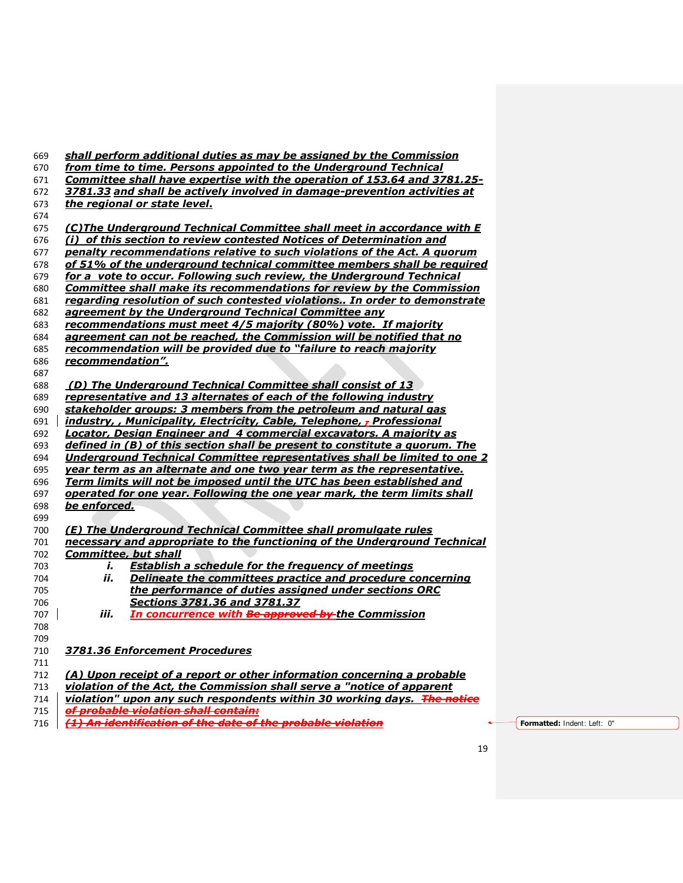*shall perform additional duties as may be assigned by the Commission from time to time. Persons appointed to the Underground Technical Committee shall have expertise with the operation of 153.64 and 3781.25-3781.33 and shall be actively involved in damage-prevention activities at the regional or state level.*

*(C)The Underground Technical Committee shall meet in accordance with E (i) of this section to review contested Notices of Determination and penalty recommendations relative to such violations of the Act. A quorum of 51% of the underground technical committee members shall be required for a vote to occur. Following such review, the Underground Technical Committee shall make its recommendations for review by the Commission regarding resolution of such contested violations.. In order to demonstrate agreement by the Underground Technical Committee any recommendations must meet 4/5 majority (80%) vote. If majority agreement can not be reached, the Commission will be notified that no recommendation will be provided due to "failure to reach majority recommendation".*

*(D) The Underground Technical Committee shall consist of 13 representative and 13 alternates of each of the following industry stakeholder groups: 3 members from the petroleum and natural gas industry, , Municipality, Electricity, Cable, Telephone, ~~,~~ Professional Locator, Design Engineer and 4 commercial excavators. A majority as defined in (B) of this section shall be present to constitute a quorum. The Underground Technical Committee representatives shall be limited to one 2 year term as an alternate and one two year term as the representative. Term limits will not be imposed until the UTC has been established and operated for one year. Following the one year mark, the term limits shall be enforced.*

*(E) The Underground Technical Committee shall promulgate rules necessary and appropriate to the functioning of the Underground Technical Committee, but shall*

- i. *Establish a schedule for the frequency of meetings*
- ii. *Delineate the committees practice and procedure concerning the performance of duties assigned under sections ORC Sections 3781.36 and 3781.37*
- iii. *In concurrence with ~~Be approved by~~ the Commission*

*3781.36 Enforcement Procedures*

*(A) Upon receipt of a report or other information concerning a probable violation of the Act, the Commission shall serve a "notice of apparent violation" upon any such respondents within 30 working days. ~~The notice of probable violation shall contain:~~*
*~~(1) An identification of the date of the probable violation~~*

Formatted: Indent: Left: 0"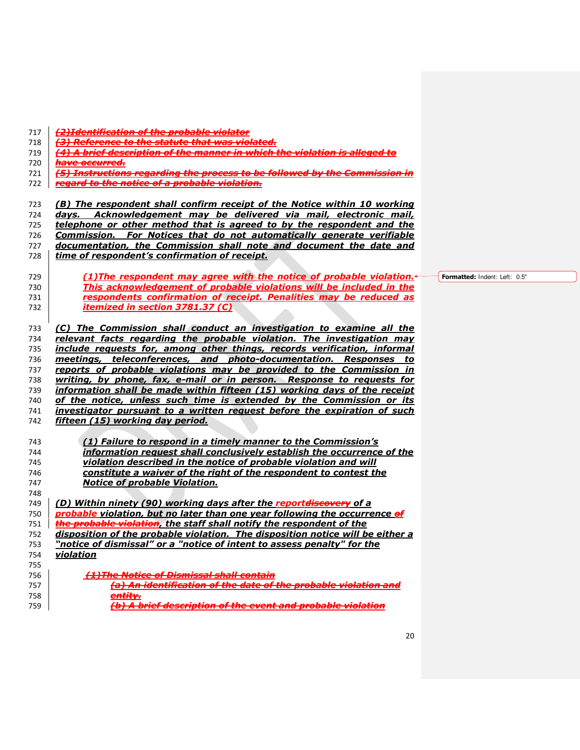~~*(2)Identification of the probable violator*~~
~~*(3) Reference to the statute that was violated.*~~
~~*(4) A brief description of the manner in which the violation is alleged to have occurred.*~~
~~*(5) Instructions regarding the process to be followed by the Commission in regard to the notice of a probable violation.*~~

***(B) The respondent shall confirm receipt of the Notice within 10 working days. Acknowledgement may be delivered via mail, electronic mail, telephone or other method that is agreed to by the respondent and the Commission. For Notices that do not automatically generate verifiable documentation, the Commission shall note and document the date and time of respondent's confirmation of receipt.***

> ***(1)The respondent may agree with the notice of probable violation. This acknowledgement of probable violations will be included in the respondents confirmation of receipt. Penalities may be reduced as itemized in section 3781.37 (C)***

***(C) The Commission shall conduct an investigation to examine all the relevant facts regarding the probable violation. The investigation may include requests for, among other things, records verification, informal meetings, teleconferences, and photo-documentation. Responses to reports of probable violations may be provided to the Commission in writing, by phone, fax, e-mail or in person. Response to requests for information shall be made within fifteen (15) working days of the receipt of the notice, unless such time is extended by the Commission or its investigator pursuant to a written request before the expiration of such fifteen (15) working day period.***

> ***(1) Failure to respond in a timely manner to the Commission's information request shall conclusively establish the occurrence of the violation described in the notice of probable violation and will constitute a waiver of the right of the respondent to contest the Notice of probable Violation.***

***(D) Within ninety (90) working days after the report~~discovery~~ of a probable violation, but no later than one year following the occurrence ~~of the probable violation~~, the staff shall notify the respondent of the disposition of the probable violation. The disposition notice will be either a "notice of dismissal" or a "notice of intent to assess penalty" for the violation***

> ~~*(1)The Notice of Dismissal shall contain*~~
>
> > ~~*(a) An identification of the date of the probable violation and entity.*~~
> > ~~*(b) A brief description of the event and probable violation*~~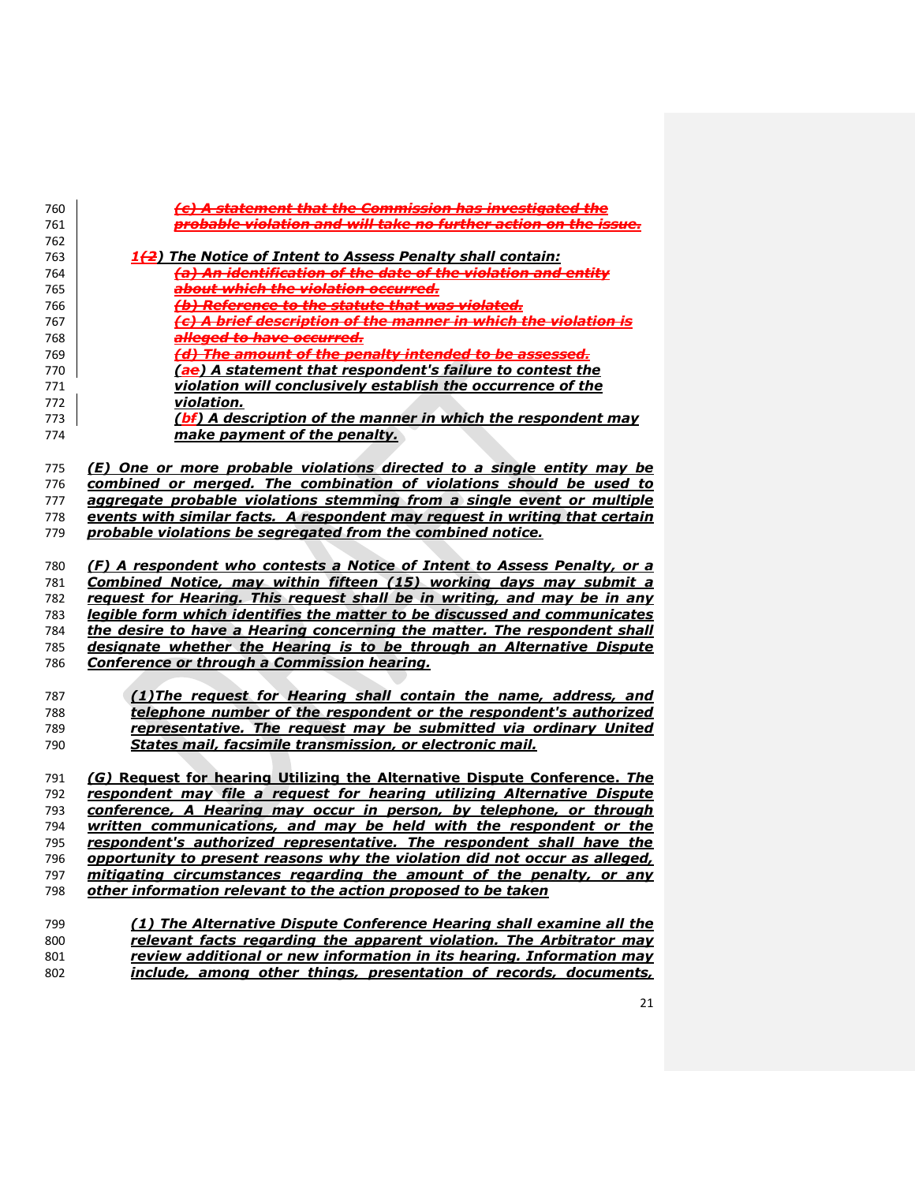~~(c) A statement that the Commission has investigated the probable violation and will take no further action on the issue.~~

*1~~(2~~) The Notice of Intent to Assess Penalty shall contain:*

~~(a) An identification of the date of the violation and entity about which the violation occurred.~~

~~(b) Reference to the statute that was violated.~~

~~(c) A brief description of the manner in which the violation is alleged to have occurred.~~

~~(d) The amount of the penalty intended to be assessed.~~

*(a~~e~~) A statement that respondent's failure to contest the violation will conclusively establish the occurrence of the violation.*

*(b~~f~~) A description of the manner in which the respondent may make payment of the penalty.*

*(E) One or more probable violations directed to a single entity may be combined or merged. The combination of violations should be used to aggregate probable violations stemming from a single event or multiple events with similar facts. A respondent may request in writing that certain probable violations be segregated from the combined notice.*

*(F) A respondent who contests a Notice of Intent to Assess Penalty, or a Combined Notice, may within fifteen (15) working days may submit a request for Hearing. This request shall be in writing, and may be in any legible form which identifies the matter to be discussed and communicates the desire to have a Hearing concerning the matter. The respondent shall designate whether the Hearing is to be through an Alternative Dispute Conference or through a Commission hearing.*

*(1)The request for Hearing shall contain the name, address, and telephone number of the respondent or the respondent's authorized representative. The request may be submitted via ordinary United States mail, facsimile transmission, or electronic mail.*

*(G)* Request for hearing Utilizing the Alternative Dispute Conference. *The respondent may file a request for hearing utilizing Alternative Dispute conference, A Hearing may occur in person, by telephone, or through written communications, and may be held with the respondent or the respondent's authorized representative. The respondent shall have the opportunity to present reasons why the violation did not occur as alleged, mitigating circumstances regarding the amount of the penalty, or any other information relevant to the action proposed to be taken*

*(1) The Alternative Dispute Conference Hearing shall examine all the relevant facts regarding the apparent violation. The Arbitrator may review additional or new information in its hearing. Information may include, among other things, presentation of records, documents,*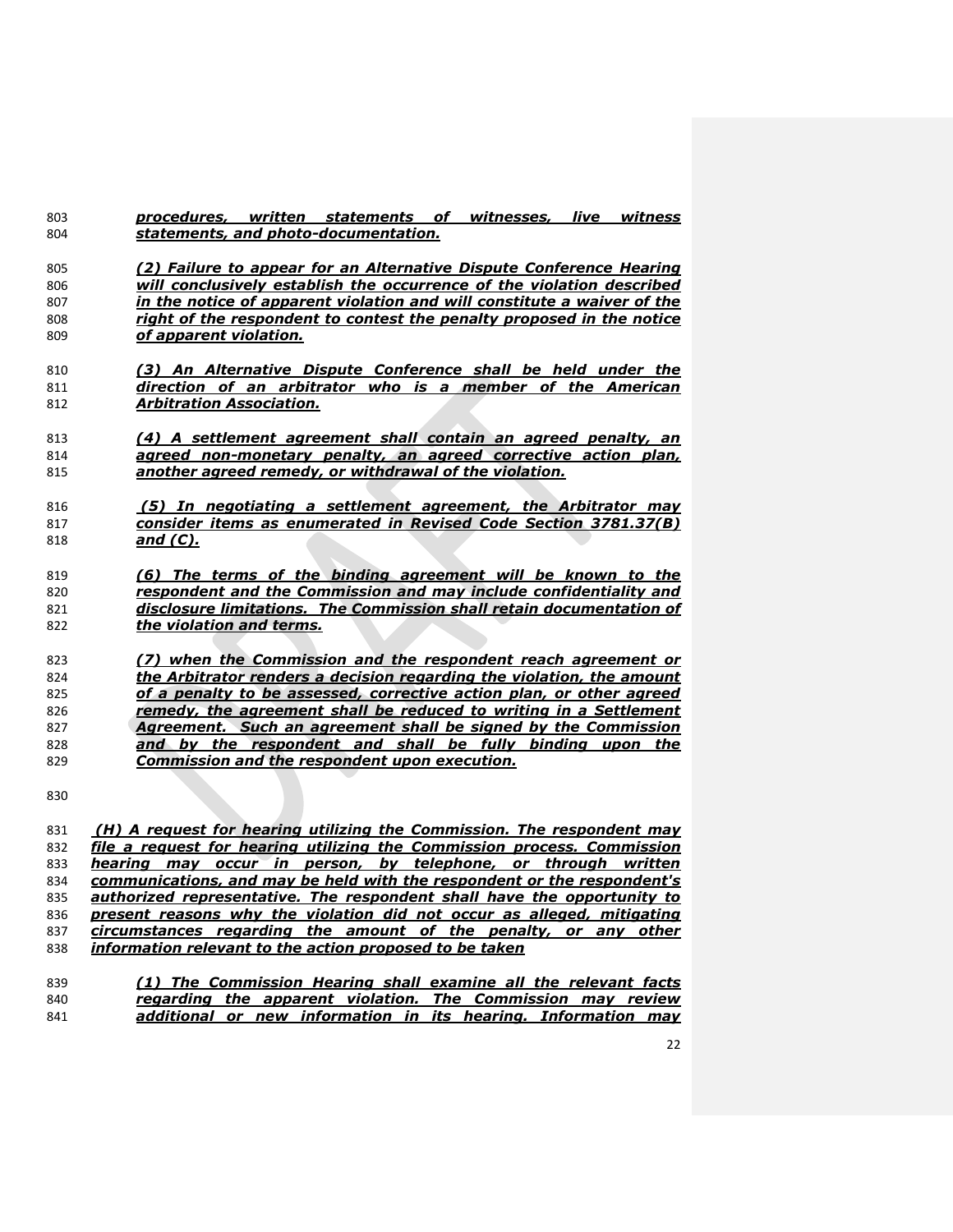***procedures, written statements of witnesses, live witness statements, and photo-documentation.***

***(2) Failure to appear for an Alternative Dispute Conference Hearing will conclusively establish the occurrence of the violation described in the notice of apparent violation and will constitute a waiver of the right of the respondent to contest the penalty proposed in the notice of apparent violation.***

***(3) An Alternative Dispute Conference shall be held under the direction of an arbitrator who is a member of the American Arbitration Association.***

***(4) A settlement agreement shall contain an agreed penalty, an agreed non-monetary penalty, an agreed corrective action plan, another agreed remedy, or withdrawal of the violation.***

***(5) In negotiating a settlement agreement, the Arbitrator may consider items as enumerated in Revised Code Section 3781.37(B) and (C).***

***(6) The terms of the binding agreement will be known to the respondent and the Commission and may include confidentiality and disclosure limitations. The Commission shall retain documentation of the violation and terms.***

***(7) when the Commission and the respondent reach agreement or the Arbitrator renders a decision regarding the violation, the amount of a penalty to be assessed, corrective action plan, or other agreed remedy, the agreement shall be reduced to writing in a Settlement Agreement. Such an agreement shall be signed by the Commission and by the respondent and shall be fully binding upon the Commission and the respondent upon execution.***

***(H) A request for hearing utilizing the Commission. The respondent may file a request for hearing utilizing the Commission process. Commission hearing may occur in person, by telephone, or through written communications, and may be held with the respondent or the respondent's authorized representative. The respondent shall have the opportunity to present reasons why the violation did not occur as alleged, mitigating circumstances regarding the amount of the penalty, or any other information relevant to the action proposed to be taken***

***(1) The Commission Hearing shall examine all the relevant facts regarding the apparent violation. The Commission may review additional or new information in its hearing. Information may***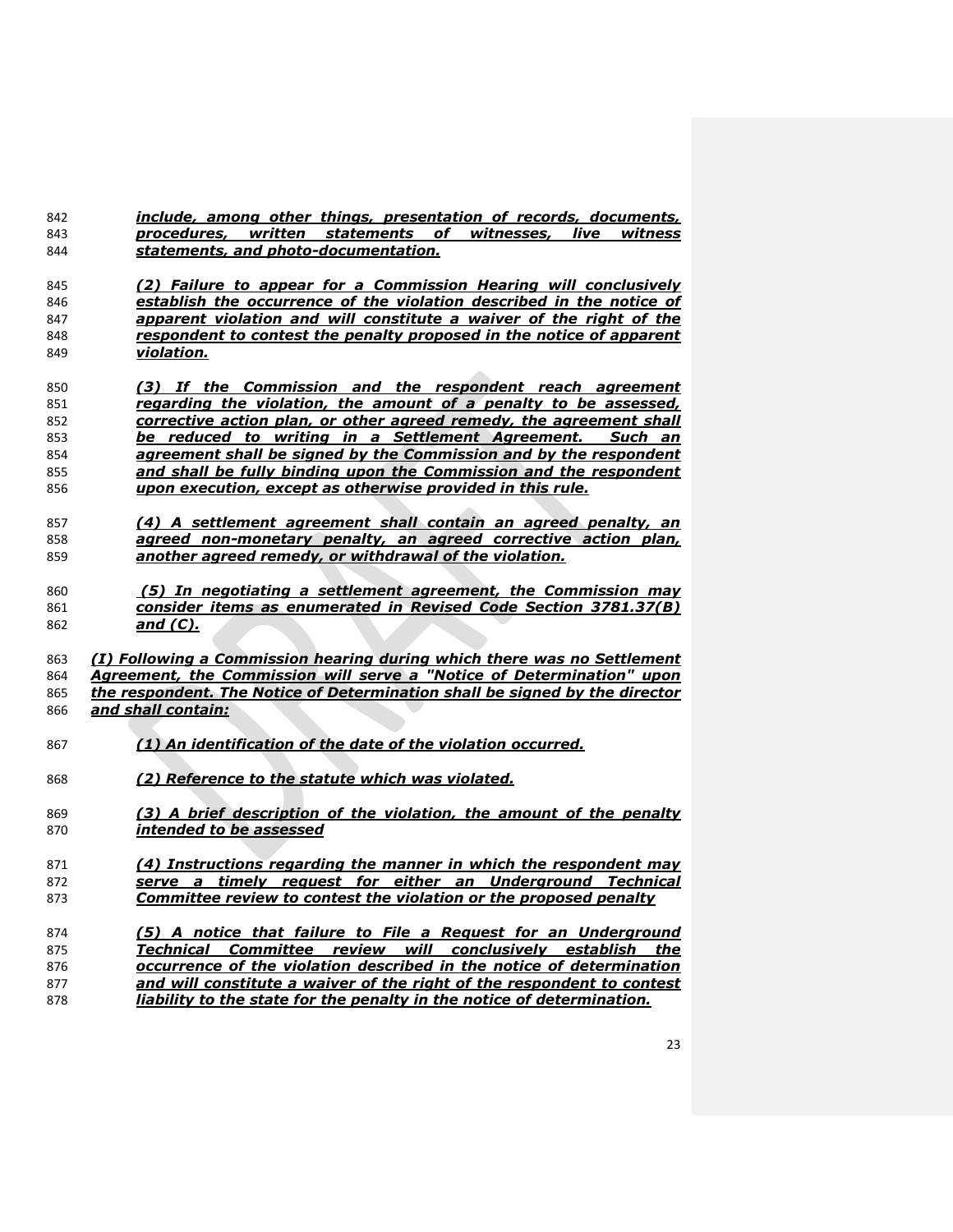***include, among other things, presentation of records, documents, procedures, written statements of witnesses, live witness statements, and photo-documentation.***

***(2) Failure to appear for a Commission Hearing will conclusively establish the occurrence of the violation described in the notice of apparent violation and will constitute a waiver of the right of the respondent to contest the penalty proposed in the notice of apparent violation.***

***(3) If the Commission and the respondent reach agreement regarding the violation, the amount of a penalty to be assessed, corrective action plan, or other agreed remedy, the agreement shall be reduced to writing in a Settlement Agreement. Such an agreement shall be signed by the Commission and by the respondent and shall be fully binding upon the Commission and the respondent upon execution, except as otherwise provided in this rule.***

***(4) A settlement agreement shall contain an agreed penalty, an agreed non-monetary penalty, an agreed corrective action plan, another agreed remedy, or withdrawal of the violation.***

***(5) In negotiating a settlement agreement, the Commission may consider items as enumerated in Revised Code Section 3781.37(B) and (C).***

***(I) Following a Commission hearing during which there was no Settlement Agreement, the Commission will serve a "Notice of Determination" upon the respondent. The Notice of Determination shall be signed by the director and shall contain:***

***(1) An identification of the date of the violation occurred.***

***(2) Reference to the statute which was violated.***

***(3) A brief description of the violation, the amount of the penalty intended to be assessed***

***(4) Instructions regarding the manner in which the respondent may serve a timely request for either an Underground Technical Committee review to contest the violation or the proposed penalty***

***(5) A notice that failure to File a Request for an Underground Technical Committee review will conclusively establish the occurrence of the violation described in the notice of determination and will constitute a waiver of the right of the respondent to contest liability to the state for the penalty in the notice of determination.***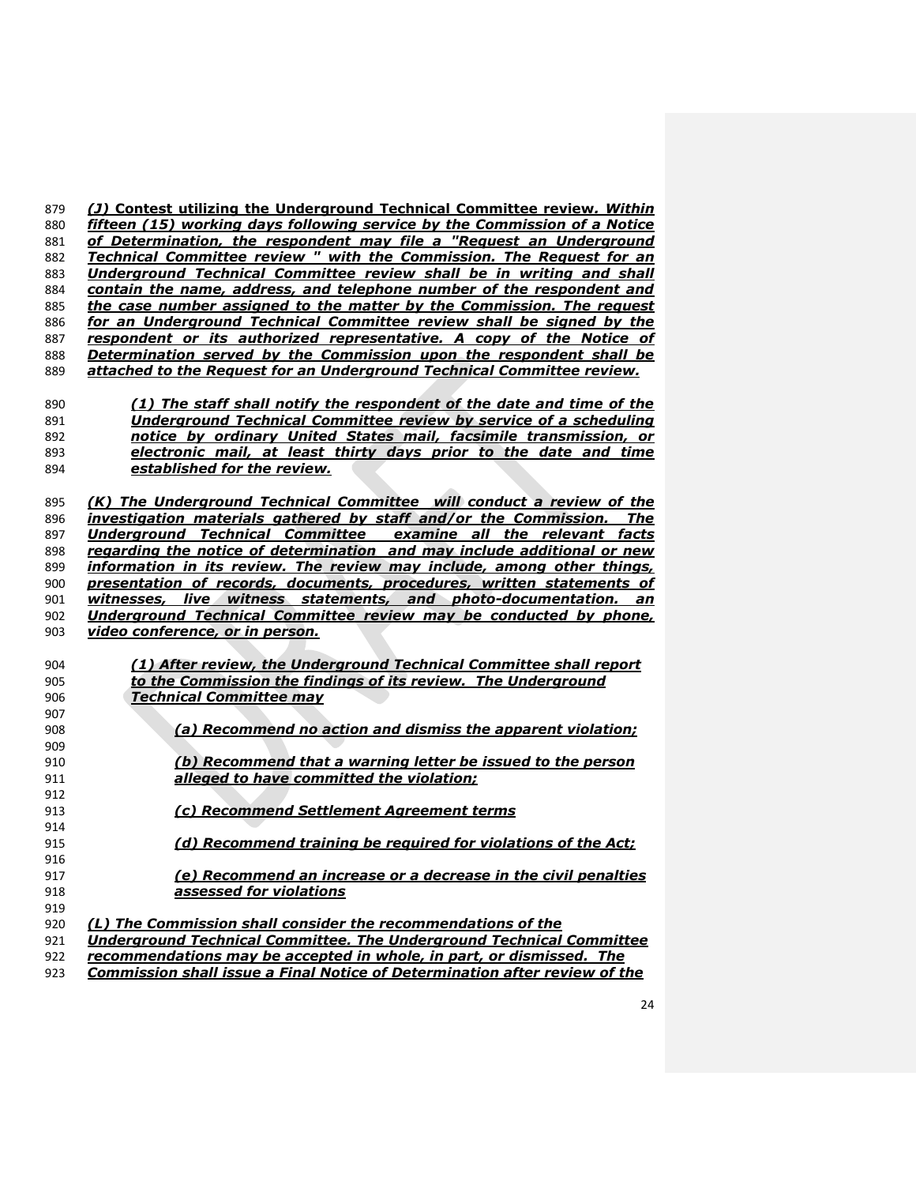***(J)* Contest utilizing the Underground Technical Committee review.** ***Within fifteen (15) working days following service by the Commission of a Notice of Determination, the respondent may file a "Request an Underground Technical Committee review " with the Commission. The Request for an Underground Technical Committee review shall be in writing and shall contain the name, address, and telephone number of the respondent and the case number assigned to the matter by the Commission. The request for an Underground Technical Committee review shall be signed by the respondent or its authorized representative. A copy of the Notice of Determination served by the Commission upon the respondent shall be attached to the Request for an Underground Technical Committee review.***

***(1) The staff shall notify the respondent of the date and time of the Underground Technical Committee review by service of a scheduling notice by ordinary United States mail, facsimile transmission, or electronic mail, at least thirty days prior to the date and time established for the review.***

***(K) The Underground Technical Committee will conduct a review of the investigation materials gathered by staff and/or the Commission. The Underground Technical Committee examine all the relevant facts regarding the notice of determination and may include additional or new information in its review. The review may include, among other things, presentation of records, documents, procedures, written statements of witnesses, live witness statements, and photo-documentation. an Underground Technical Committee review may be conducted by phone, video conference, or in person.***

***(1) After review, the Underground Technical Committee shall report to the Commission the findings of its review. The Underground Technical Committee may***

***(a) Recommend no action and dismiss the apparent violation;***

***(b) Recommend that a warning letter be issued to the person alleged to have committed the violation;***

***(c) Recommend Settlement Agreement terms***

***(d) Recommend training be required for violations of the Act;***

***(e) Recommend an increase or a decrease in the civil penalties assessed for violations***

***(L) The Commission shall consider the recommendations of the Underground Technical Committee. The Underground Technical Committee recommendations may be accepted in whole, in part, or dismissed. The Commission shall issue a Final Notice of Determination after review of the***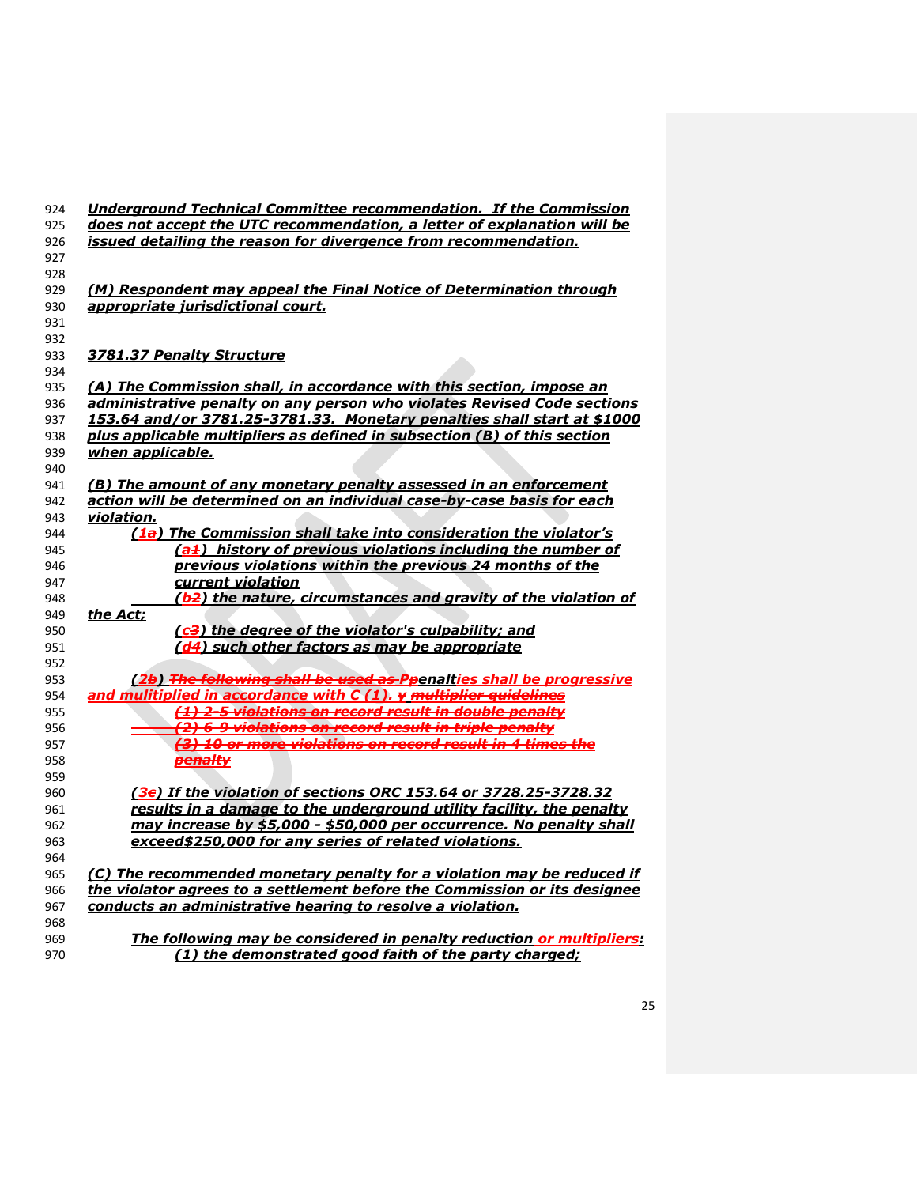***Underground Technical Committee recommendation. If the Commission does not accept the UTC recommendation, a letter of explanation will be issued detailing the reason for divergence from recommendation.***

***(M) Respondent may appeal the Final Notice of Determination through appropriate jurisdictional court.***

***3781.37 Penalty Structure***

***(A) The Commission shall, in accordance with this section, impose an administrative penalty on any person who violates Revised Code sections 153.64 and/or 3781.25-3781.33. Monetary penalties shall start at $1000 plus applicable multipliers as defined in subsection (B) of this section when applicable.***

***(B) The amount of any monetary penalty assessed in an enforcement action will be determined on an individual case-by-case basis for each violation.***

***(1~~a~~) The Commission shall take into consideration the violator's***

***(a~~1~~) history of previous violations including the number of previous violations within the previous 24 months of the current violation***

***(b~~2~~) the nature, circumstances and gravity of the violation of the Act;***

***(c~~3~~) the degree of the violator's culpability; and***

***(d~~4~~) such other factors as may be appropriate***

***(2~~b~~) ~~The following shall be used as P~~penalties shall be progressive and mulitiplied in accordance with C (1). ~~y multiplier guidelines~~***

***~~(1) 2-5 violations on record result in double penalty~~***

***~~(2) 6-9 violations on record result in triple penalty~~***

***~~(3) 10 or more violations on record result in 4 times the penalty~~***

***(3~~c~~) If the violation of sections ORC 153.64 or 3728.25-3728.32 results in a damage to the underground utility facility, the penalty may increase by $5,000 - $50,000 per occurrence. No penalty shall exceed$250,000 for any series of related violations.***

***(C) The recommended monetary penalty for a violation may be reduced if the violator agrees to a settlement before the Commission or its designee conducts an administrative hearing to resolve a violation.***

***The following may be considered in penalty reduction or multipliers:***

***(1) the demonstrated good faith of the party charged;***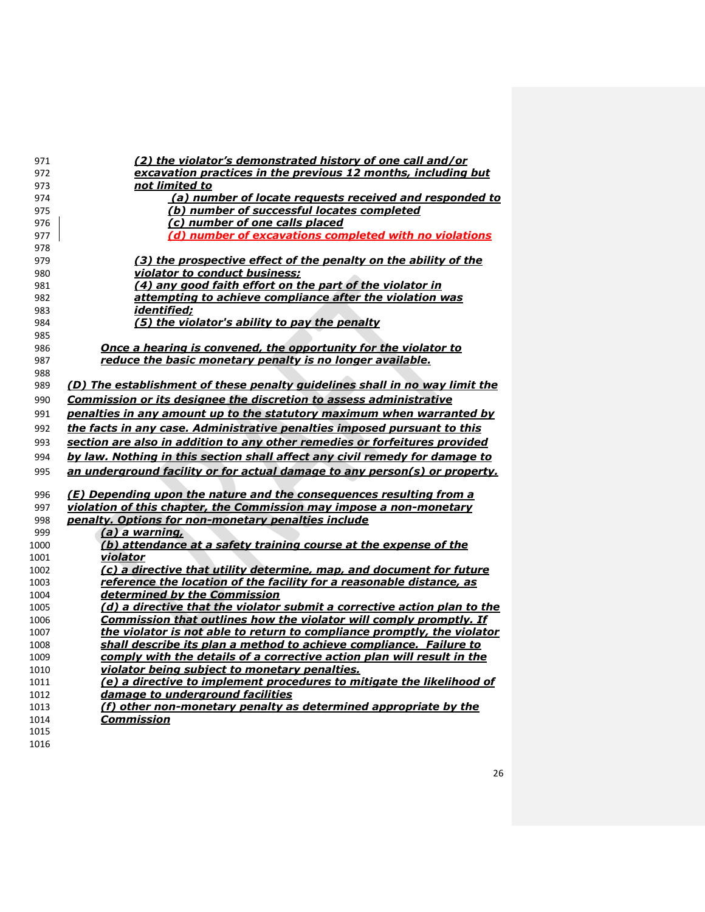***(2) the violator's demonstrated history of one call and/or excavation practices in the previous 12 months, including but not limited to***

***(a) number of locate requests received and responded to***
***(b) number of successful locates completed***
***(c) number of one calls placed***
***(d) number of excavations completed with no violations***

***(3) the prospective effect of the penalty on the ability of the violator to conduct business;***
***(4) any good faith effort on the part of the violator in attempting to achieve compliance after the violation was identified;***
***(5) the violator's ability to pay the penalty***

***Once a hearing is convened, the opportunity for the violator to reduce the basic monetary penalty is no longer available.***

***(D) The establishment of these penalty guidelines shall in no way limit the Commission or its designee the discretion to assess administrative penalties in any amount up to the statutory maximum when warranted by the facts in any case. Administrative penalties imposed pursuant to this section are also in addition to any other remedies or forfeitures provided by law. Nothing in this section shall affect any civil remedy for damage to an underground facility or for actual damage to any person(s) or property.***

***(E) Depending upon the nature and the consequences resulting from a violation of this chapter, the Commission may impose a non-monetary penalty. Options for non-monetary penalties include***

***(a) a warning,***
***(b) attendance at a safety training course at the expense of the violator***
***(c) a directive that utility determine, map, and document for future reference the location of the facility for a reasonable distance, as determined by the Commission***
***(d) a directive that the violator submit a corrective action plan to the Commission that outlines how the violator will comply promptly. If the violator is not able to return to compliance promptly, the violator shall describe its plan a method to achieve compliance. Failure to comply with the details of a corrective action plan will result in the violator being subject to monetary penalties.***
***(e) a directive to implement procedures to mitigate the likelihood of damage to underground facilities***
***(f) other non-monetary penalty as determined appropriate by the Commission***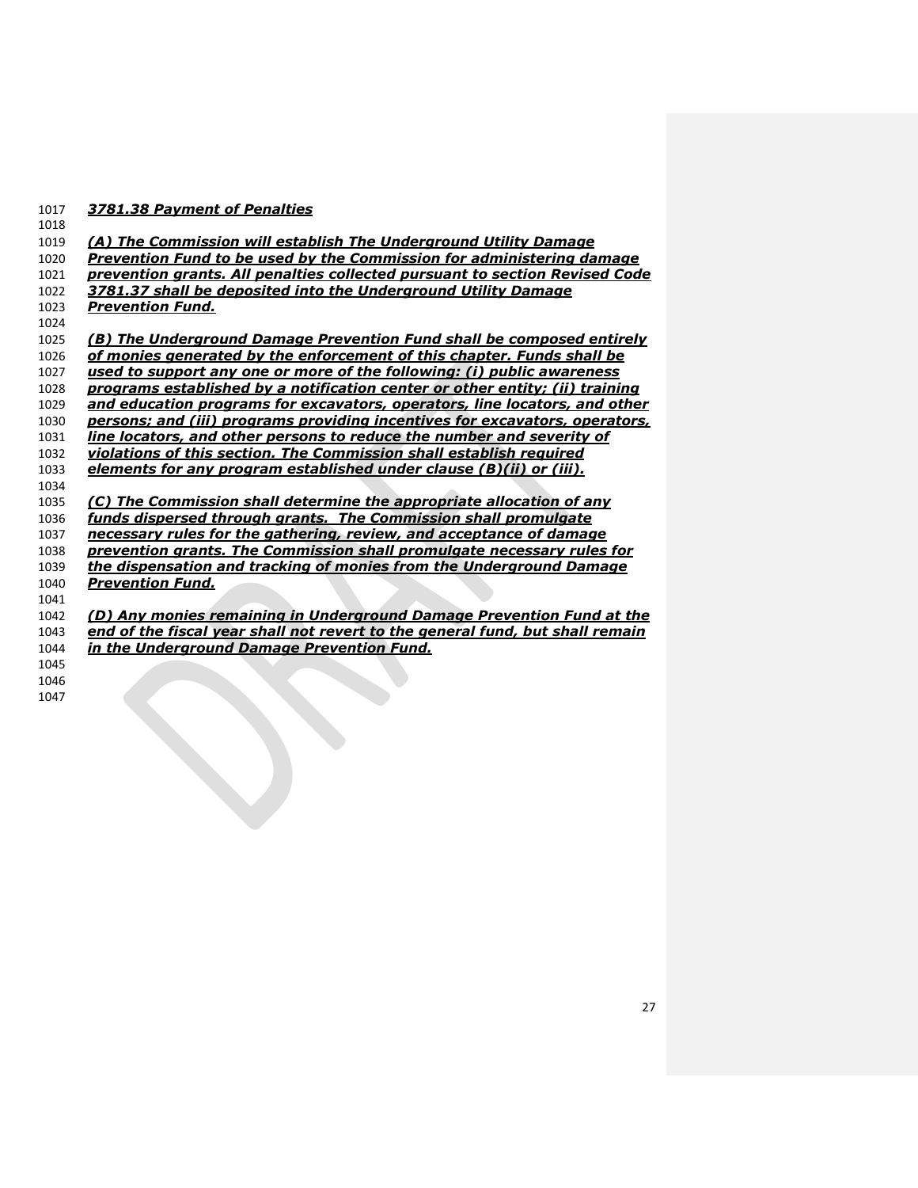***3781.38 Payment of Penalties***

***(A) The Commission will establish The Underground Utility Damage Prevention Fund to be used by the Commission for administering damage prevention grants. All penalties collected pursuant to section Revised Code 3781.37 shall be deposited into the Underground Utility Damage Prevention Fund.***

***(B) The Underground Damage Prevention Fund shall be composed entirely of monies generated by the enforcement of this chapter. Funds shall be used to support any one or more of the following: (i) public awareness programs established by a notification center or other entity; (ii) training and education programs for excavators, operators, line locators, and other persons; and (iii) programs providing incentives for excavators, operators, line locators, and other persons to reduce the number and severity of violations of this section. The Commission shall establish required elements for any program established under clause (B)(ii) or (iii).***

***(C) The Commission shall determine the appropriate allocation of any funds dispersed through grants. The Commission shall promulgate necessary rules for the gathering, review, and acceptance of damage prevention grants. The Commission shall promulgate necessary rules for the dispensation and tracking of monies from the Underground Damage Prevention Fund.***

***(D) Any monies remaining in Underground Damage Prevention Fund at the end of the fiscal year shall not revert to the general fund, but shall remain in the Underground Damage Prevention Fund.***